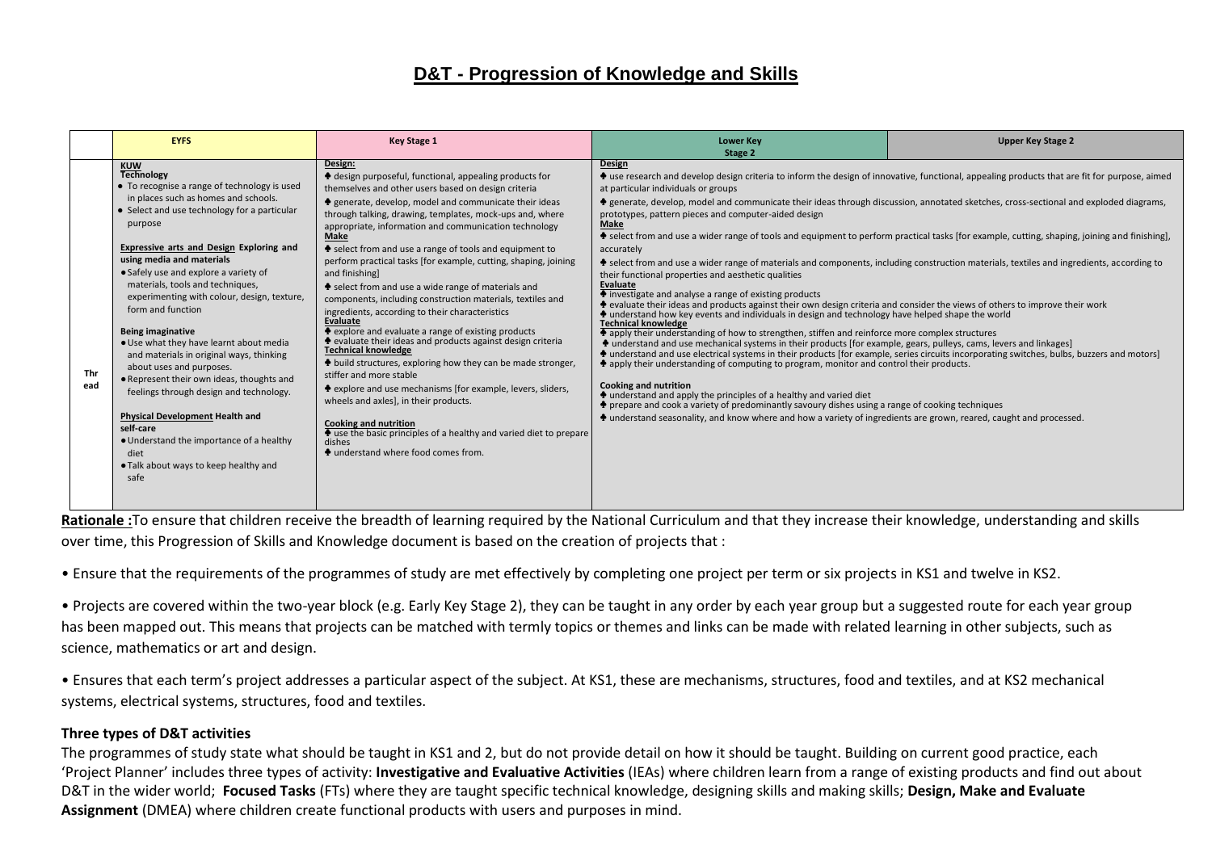# D&T - Progression of Knowledge and Skills

| | EYFS | Key Stage 1 | Lower Key Stage 2 | Upper Key Stage 2 |
|---|---|---|---|---|
| Thread | **KUW**<br>**Technology**<br>• To recognise a range of technology is used in places such as homes and schools.<br>• Select and use technology for a particular purpose<br><br>**Expressive arts and Design Exploring and using media and materials**<br>• Safely use and explore a variety of materials, tools and techniques, experimenting with colour, design, texture, form and function<br><br>**Being imaginative**<br>• Use what they have learnt about media and materials in original ways, thinking about uses and purposes.<br>• Represent their own ideas, thoughts and feelings through design and technology.<br><br>**Physical Development Health and self-care**<br>• Understand the importance of a healthy diet<br>• Talk about ways to keep healthy and safe | **Design:**<br>♣ design purposeful, functional, appealing products for themselves and other users based on design criteria<br>♣ generate, develop, model and communicate their ideas through talking, drawing, templates, mock-ups and, where appropriate, information and communication technology<br>**Make**<br>♣ select from and use a range of tools and equipment to perform practical tasks [for example, cutting, shaping, joining and finishing]<br>♣ select from and use a wide range of materials and components, including construction materials, textiles and ingredients, according to their characteristics<br>**Evaluate**<br>♣ explore and evaluate a range of existing products<br>♣ evaluate their ideas and products against design criteria<br>**Technical knowledge**<br>♣ build structures, exploring how they can be made stronger, stiffer and more stable<br>♣ explore and use mechanisms [for example, levers, sliders, wheels and axles], in their products.<br><br>**Cooking and nutrition**<br>♣ use the basic principles of a healthy and varied diet to prepare dishes<br>♣ understand where food comes from. | **Design**<br>♣ use research and develop design criteria to inform the design of innovative, functional, appealing products that are fit for purpose, aimed at particular individuals or groups<br>♣ generate, develop, model and communicate their ideas through discussion, annotated sketches, cross-sectional and exploded diagrams, prototypes, pattern pieces and computer-aided design<br>**Make**<br>♣ select from and use a wider range of tools and equipment to perform practical tasks [for example, cutting, shaping, joining and finishing], accurately<br>♣ select from and use a wider range of materials and components, including construction materials, textiles and ingredients, according to their functional properties and aesthetic qualities<br>**Evaluate**<br>♣ investigate and analyse a range of existing products<br>♣ evaluate their ideas and products against their own design criteria and consider the views of others to improve their work<br>♣ understand how key events and individuals in design and technology have helped shape the world<br>**Technical knowledge**<br>♣ apply their understanding of how to strengthen, stiffen and reinforce more complex structures<br>♣ understand and use mechanical systems in their products [for example, gears, pulleys, cams, levers and linkages]<br>♣ understand and use electrical systems in their products [for example, series circuits incorporating switches, bulbs, buzzers and motors]<br>♣ apply their understanding of computing to program, monitor and control their products.<br><br>**Cooking and nutrition**<br>♣ understand and apply the principles of a healthy and varied diet<br>♣ prepare and cook a variety of predominantly savoury dishes using a range of cooking techniques<br>♣ understand seasonality, and know where and how a variety of ingredients are grown, reared, caught and processed. | |

**Rationale :**To ensure that children receive the breadth of learning required by the National Curriculum and that they increase their knowledge, understanding and skills over time, this Progression of Skills and Knowledge document is based on the creation of projects that :

• Ensure that the requirements of the programmes of study are met effectively by completing one project per term or six projects in KS1 and twelve in KS2.

• Projects are covered within the two-year block (e.g. Early Key Stage 2), they can be taught in any order by each year group but a suggested route for each year group has been mapped out. This means that projects can be matched with termly topics or themes and links can be made with related learning in other subjects, such as science, mathematics or art and design.

• Ensures that each term's project addresses a particular aspect of the subject. At KS1, these are mechanisms, structures, food and textiles, and at KS2 mechanical systems, electrical systems, structures, food and textiles.

**Three types of D&T activities**

The programmes of study state what should be taught in KS1 and 2, but do not provide detail on how it should be taught. Building on current good practice, each 'Project Planner' includes three types of activity: **Investigative and Evaluative Activities** (IEAs) where children learn from a range of existing products and find out about D&T in the wider world; **Focused Tasks** (FTs) where they are taught specific technical knowledge, designing skills and making skills; **Design, Make and Evaluate Assignment** (DMEA) where children create functional products with users and purposes in mind.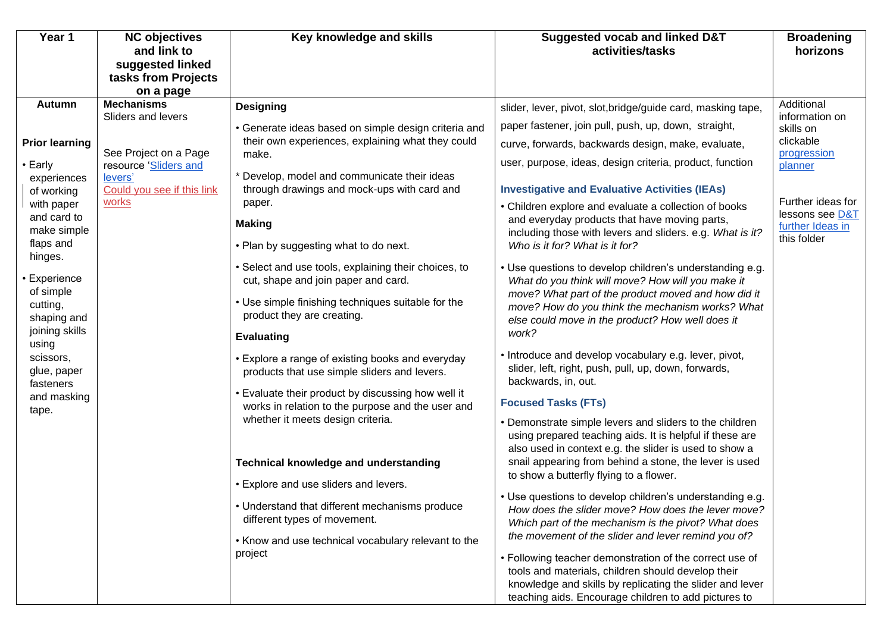| Year 1 | NC objectives and link to suggested linked tasks from Projects on a page | Key knowledge and skills | Suggested vocab and linked D&T activities/tasks | Broadening horizons |
|---|---|---|---|---|
| **Autumn**<br><br>**Prior learning**<br>• Early experiences of working with paper and card to make simple flaps and hinges.<br>• Experience of simple cutting, shaping and joining skills using scissors, glue, paper fasteners and masking tape. | **Mechanisms**<br>Sliders and levers<br><br>See Project on a Page resource 'Sliders and levers'<br>Could you see if this link works | **Designing**<br>• Generate ideas based on simple design criteria and their own experiences, explaining what they could make.<br>* Develop, model and communicate their ideas through drawings and mock-ups with card and paper.<br>**Making**<br>• Plan by suggesting what to do next.<br>• Select and use tools, explaining their choices, to cut, shape and join paper and card.<br>• Use simple finishing techniques suitable for the product they are creating.<br>**Evaluating**<br>• Explore a range of existing books and everyday products that use simple sliders and levers.<br>• Evaluate their product by discussing how well it works in relation to the purpose and the user and whether it meets design criteria.<br><br>**Technical knowledge and understanding**<br>• Explore and use sliders and levers.<br>• Understand that different mechanisms produce different types of movement.<br>• Know and use technical vocabulary relevant to the project | slider, lever, pivot, slot,bridge/guide card, masking tape, paper fastener, join pull, push, up, down, straight, curve, forwards, backwards design, make, evaluate, user, purpose, ideas, design criteria, product, function<br>**Investigative and Evaluative Activities (IEAs)**<br>• Children explore and evaluate a collection of books and everyday products that have moving parts, including those with levers and sliders. e.g. *What is it? Who is it for? What is it for?*<br>• Use questions to develop children's understanding e.g. *What do you think will move? How will you make it move? What part of the product moved and how did it move? How do you think the mechanism works? What else could move in the product? How well does it work?*<br>• Introduce and develop vocabulary e.g. lever, pivot, slider, left, right, push, pull, up, down, forwards, backwards, in, out.<br>**Focused Tasks (FTs)**<br>• Demonstrate simple levers and sliders to the children using prepared teaching aids. It is helpful if these are also used in context e.g. the slider is used to show a snail appearing from behind a stone, the lever is used to show a butterfly flying to a flower.<br>• Use questions to develop children's understanding e.g. *How does the slider move? How does the lever move? Which part of the mechanism is the pivot? What does the movement of the slider and lever remind you of?*<br>• Following teacher demonstration of the correct use of tools and materials, children should develop their knowledge and skills by replicating the slider and lever teaching aids. Encourage children to add pictures to | Additional information on skills on clickable progression planner<br><br>Further ideas for lessons see D&T further Ideas in this folder |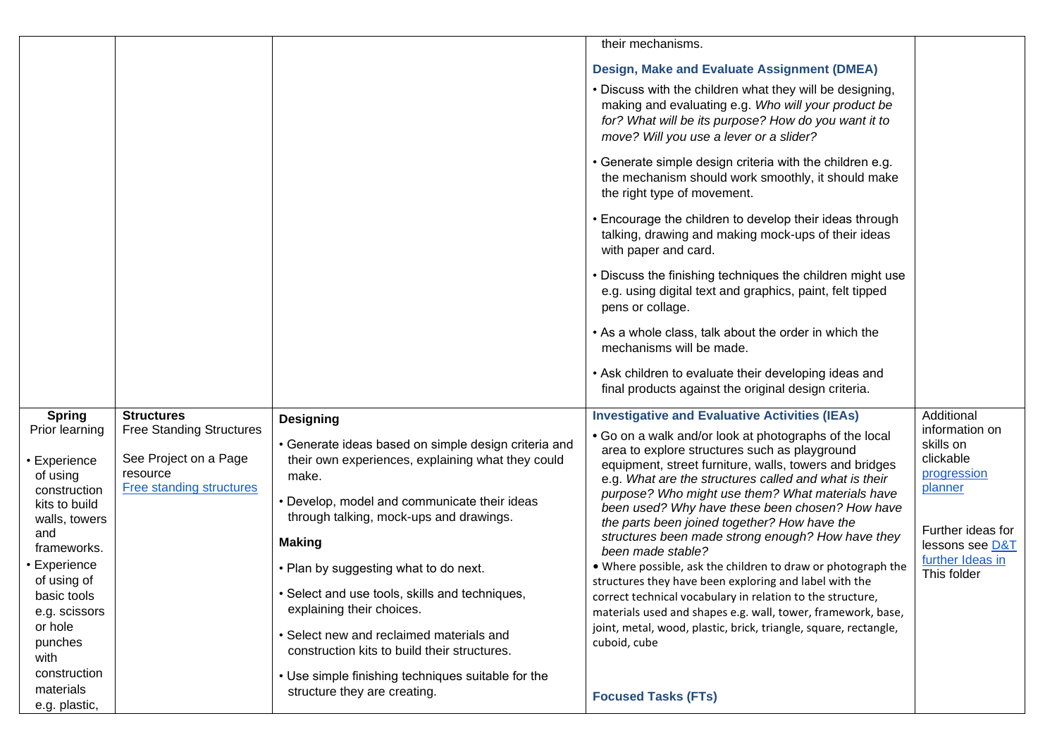| | | | | |
|---|---|---|---|---|
| | | | their mechanisms.<br><br>**Design, Make and Evaluate Assignment (DMEA)**<br><br>• Discuss with the children what they will be designing, making and evaluating e.g. *Who will your product be for? What will be its purpose? How do you want it to move? Will you use a lever or a slider?*<br><br>• Generate simple design criteria with the children e.g. the mechanism should work smoothly, it should make the right type of movement.<br><br>• Encourage the children to develop their ideas through talking, drawing and making mock-ups of their ideas with paper and card.<br><br>• Discuss the finishing techniques the children might use e.g. using digital text and graphics, paint, felt tipped pens or collage.<br><br>• As a whole class, talk about the order in which the mechanisms will be made.<br><br>• Ask children to evaluate their developing ideas and final products against the original design criteria. | |
| **Spring**<br>Prior learning<br><br>• Experience of using construction kits to build walls, towers and frameworks.<br>• Experience of using of basic tools e.g. scissors or hole punches with construction materials e.g. plastic, | **Structures**<br>Free Standing Structures<br><br>See Project on a Page resource<br>Free standing structures | **Designing**<br><br>• Generate ideas based on simple design criteria and their own experiences, explaining what they could make.<br><br>• Develop, model and communicate their ideas through talking, mock-ups and drawings.<br><br>**Making**<br><br>• Plan by suggesting what to do next.<br><br>• Select and use tools, skills and techniques, explaining their choices.<br><br>• Select new and reclaimed materials and construction kits to build their structures.<br><br>• Use simple finishing techniques suitable for the structure they are creating. | **Investigative and Evaluative Activities (IEAs)**<br><br>• Go on a walk and/or look at photographs of the local area to explore structures such as playground equipment, street furniture, walls, towers and bridges e.g. *What are the structures called and what is their purpose? Who might use them? What materials have been used? Why have these been chosen? How have the parts been joined together? How have the structures been made strong enough? How have they been made stable?*<br>• Where possible, ask the children to draw or photograph the structures they have been exploring and label with the correct technical vocabulary in relation to the structure, materials used and shapes e.g. wall, tower, framework, base, joint, metal, wood, plastic, brick, triangle, square, rectangle, cuboid, cube<br><br>**Focused Tasks (FTs)** | Additional information on skills on clickable progression planner<br><br>Further ideas for lessons see D&T further Ideas in This folder |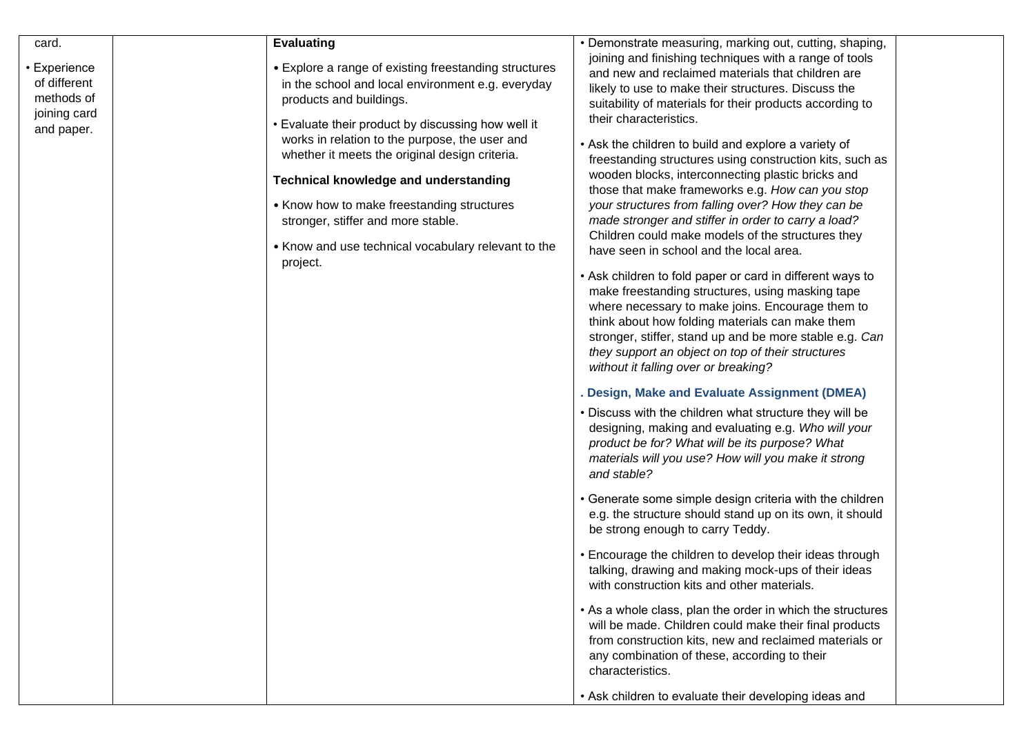| | | | | |
|---|---|---|---|---|
| card.<br><br>• Experience of different methods of joining card and paper. | | **Evaluating**<br><br>• Explore a range of existing freestanding structures in the school and local environment e.g. everyday products and buildings.<br><br>• Evaluate their product by discussing how well it works in relation to the purpose, the user and whether it meets the original design criteria.<br><br>**Technical knowledge and understanding**<br><br>• Know how to make freestanding structures stronger, stiffer and more stable.<br><br>• Know and use technical vocabulary relevant to the project. | • Demonstrate measuring, marking out, cutting, shaping, joining and finishing techniques with a range of tools and new and reclaimed materials that children are likely to use to make their structures. Discuss the suitability of materials for their products according to their characteristics.<br><br>• Ask the children to build and explore a variety of freestanding structures using construction kits, such as wooden blocks, interconnecting plastic bricks and those that make frameworks e.g. *How can you stop your structures from falling over? How they can be made stronger and stiffer in order to carry a load?* Children could make models of the structures they have seen in school and the local area.<br><br>• Ask children to fold paper or card in different ways to make freestanding structures, using masking tape where necessary to make joins. Encourage them to think about how folding materials can make them stronger, stiffer, stand up and be more stable e.g. *Can they support an object on top of their structures without it falling over or breaking?*<br><br>**. Design, Make and Evaluate Assignment (DMEA)**<br><br>• Discuss with the children what structure they will be designing, making and evaluating e.g. *Who will your product be for? What will be its purpose? What materials will you use? How will you make it strong and stable?*<br><br>• Generate some simple design criteria with the children e.g. the structure should stand up on its own, it should be strong enough to carry Teddy.<br><br>• Encourage the children to develop their ideas through talking, drawing and making mock-ups of their ideas with construction kits and other materials.<br><br>• As a whole class, plan the order in which the structures will be made. Children could make their final products from construction kits, new and reclaimed materials or any combination of these, according to their characteristics.<br><br>• Ask children to evaluate their developing ideas and | |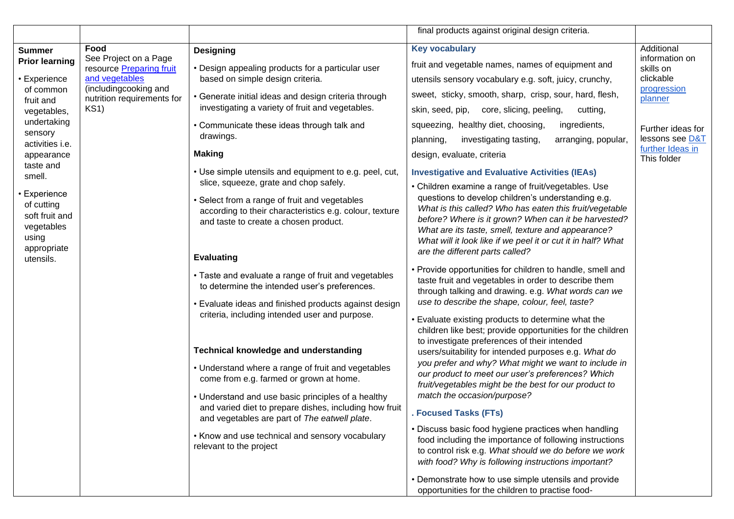| | | | final products against original design criteria. | |
|---|---|---|---|---|
| **Summer Prior learning**<br>• Experience of common fruit and vegetables, undertaking sensory activities i.e. appearance taste and smell.<br>• Experience of cutting soft fruit and vegetables using appropriate utensils. | **Food**<br>See Project on a Page resource Preparing fruit and vegetables (includingcooking and nutrition requirements for KS1) | **Designing**<br>• Design appealing products for a particular user based on simple design criteria.<br>• Generate initial ideas and design criteria through investigating a variety of fruit and vegetables.<br>• Communicate these ideas through talk and drawings.<br>**Making**<br>• Use simple utensils and equipment to e.g. peel, cut, slice, squeeze, grate and chop safely.<br>• Select from a range of fruit and vegetables according to their characteristics e.g. colour, texture and taste to create a chosen product.<br>**Evaluating**<br>• Taste and evaluate a range of fruit and vegetables to determine the intended user's preferences.<br>• Evaluate ideas and finished products against design criteria, including intended user and purpose.<br>**Technical knowledge and understanding**<br>• Understand where a range of fruit and vegetables come from e.g. farmed or grown at home.<br>• Understand and use basic principles of a healthy and varied diet to prepare dishes, including how fruit and vegetables are part of *The eatwell plate*.<br>• Know and use technical and sensory vocabulary relevant to the project | **Key vocabulary**<br>fruit and vegetable names, names of equipment and utensils sensory vocabulary e.g. soft, juicy, crunchy, sweet, sticky, smooth, sharp, crisp, sour, hard, flesh, skin, seed, pip, core, slicing, peeling, cutting, squeezing, healthy diet, choosing, ingredients, planning, investigating tasting, arranging, popular, design, evaluate, criteria<br>**Investigative and Evaluative Activities (IEAs)**<br>• Children examine a range of fruit/vegetables. Use questions to develop children's understanding e.g. *What is this called? Who has eaten this fruit/vegetable before? Where is it grown? When can it be harvested? What are its taste, smell, texture and appearance? What will it look like if we peel it or cut it in half? What are the different parts called?*<br>• Provide opportunities for children to handle, smell and taste fruit and vegetables in order to describe them through talking and drawing. e.g. *What words can we use to describe the shape, colour, feel, taste?*<br>• Evaluate existing products to determine what the children like best; provide opportunities for the children to investigate preferences of their intended users/suitability for intended purposes e.g. *What do you prefer and why? What might we want to include in our product to meet our user's preferences? Which fruit/vegetables might be the best for our product to match the occasion/purpose?*<br>**. Focused Tasks (FTs)**<br>• Discuss basic food hygiene practices when handling food including the importance of following instructions to control risk e.g. *What should we do before we work with food? Why is following instructions important?*<br>• Demonstrate how to use simple utensils and provide opportunities for the children to practise food- | Additional information on skills on clickable progression planner<br><br>Further ideas for lessons see D&T further Ideas in This folder |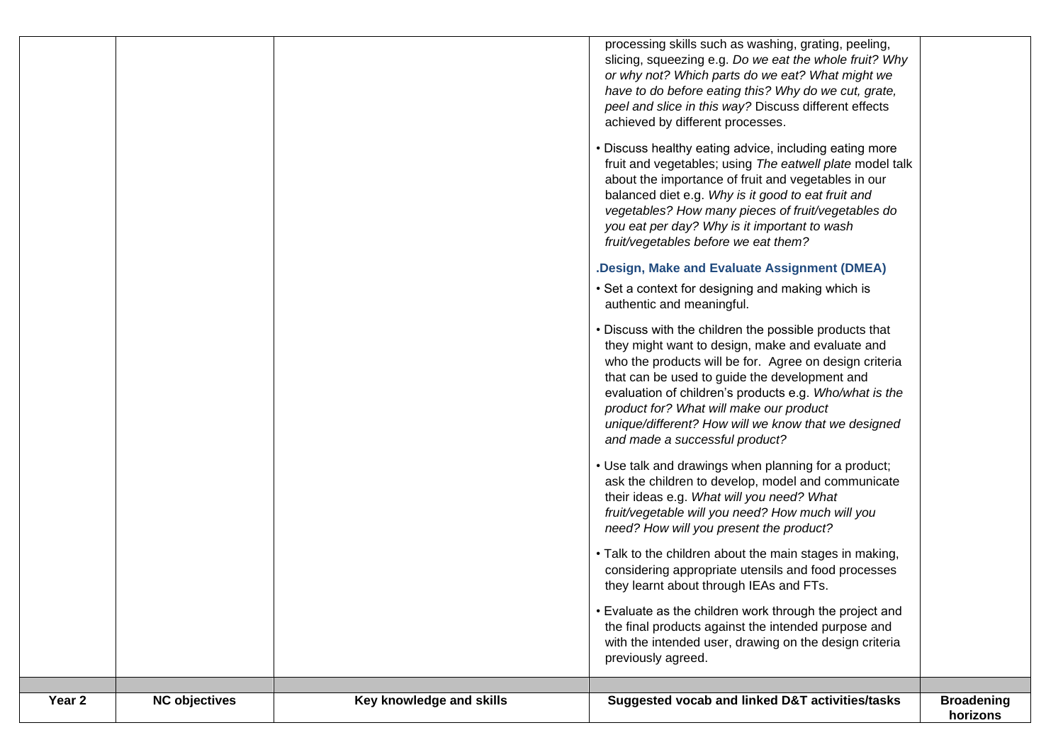|  |  |  | processing skills such as washing, grating, peeling, slicing, squeezing e.g. *Do we eat the whole fruit? Why or why not? Which parts do we eat? What might we have to do before eating this? Why do we cut, grate, peel and slice in this way?* Discuss different effects achieved by different processes.<br><br>• Discuss healthy eating advice, including eating more fruit and vegetables; using *The eatwell plate* model talk about the importance of fruit and vegetables in our balanced diet e.g. *Why is it good to eat fruit and vegetables? How many pieces of fruit/vegetables do you eat per day? Why is it important to wash fruit/vegetables before we eat them?*<br><br>**.Design, Make and Evaluate Assignment (DMEA)**<br><br>• Set a context for designing and making which is authentic and meaningful.<br><br>• Discuss with the children the possible products that they might want to design, make and evaluate and who the products will be for. Agree on design criteria that can be used to guide the development and evaluation of children's products e.g. *Who/what is the product for? What will make our product unique/different? How will we know that we designed and made a successful product?*<br><br>• Use talk and drawings when planning for a product; ask the children to develop, model and communicate their ideas e.g. *What will you need? What fruit/vegetable will you need? How much will you need? How will you present the product?*<br><br>• Talk to the children about the main stages in making, considering appropriate utensils and food processes they learnt about through IEAs and FTs.<br><br>• Evaluate as the children work through the project and the final products against the intended purpose and with the intended user, drawing on the design criteria previously agreed. |  |
|---|---|---|---|---|
|  |  |  |  |  |
| **Year 2** | **NC objectives** | **Key knowledge and skills** | **Suggested vocab and linked D&T activities/tasks** | **Broadening horizons** |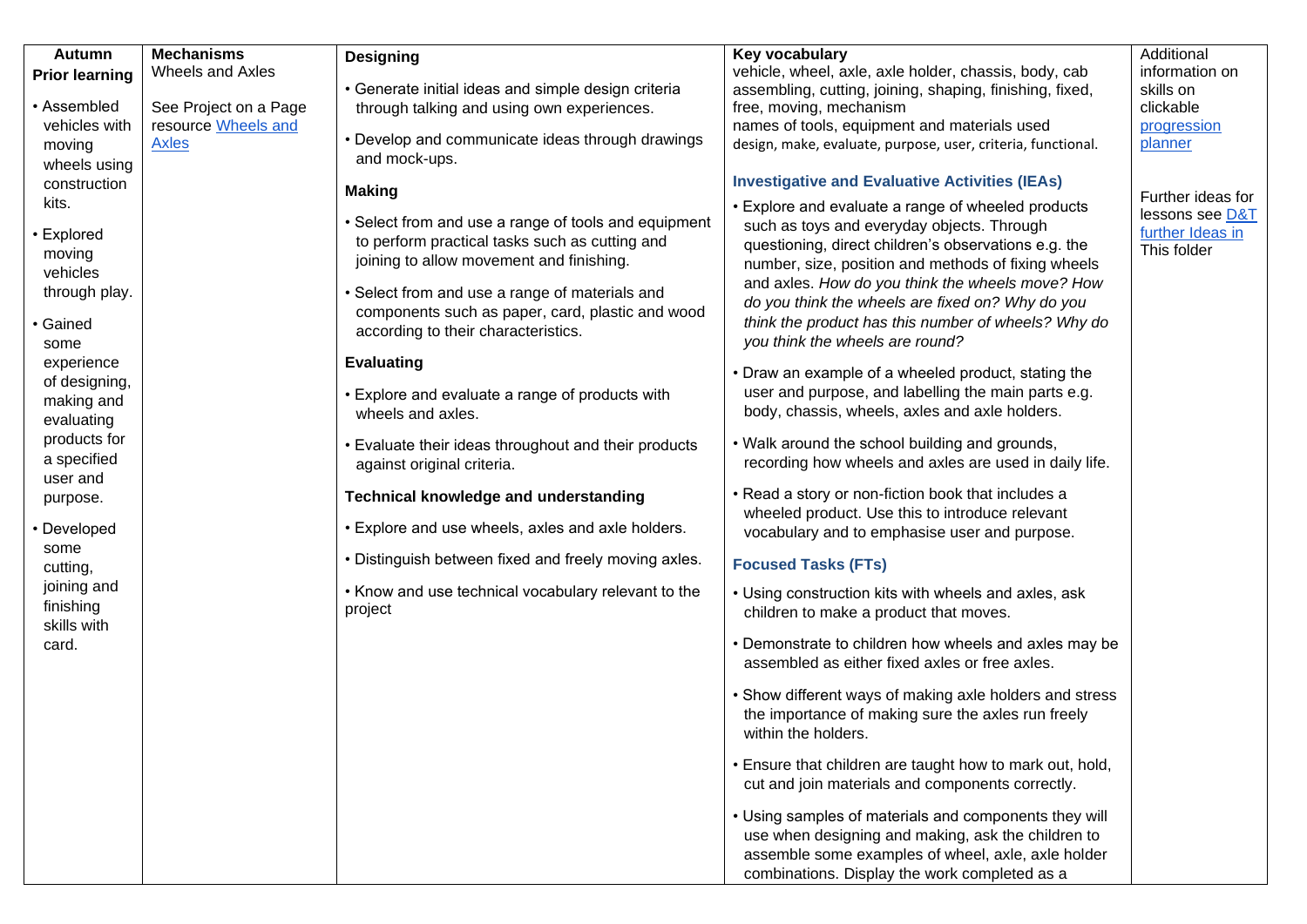| Autumn<br>**Prior learning** | **Mechanisms** | **Designing** | **Key vocabulary** | Additional information on skills on clickable progression planner |
|---|---|---|---|---|
| • Assembled vehicles with moving wheels using construction kits.<br><br>• Explored moving vehicles through play.<br><br>• Gained some experience of designing, making and evaluating products for a specified user and purpose.<br><br>• Developed some cutting, joining and finishing skills with card. | Wheels and Axles<br><br>See Project on a Page resource Wheels and Axles | • Generate initial ideas and simple design criteria through talking and using own experiences.<br><br>• Develop and communicate ideas through drawings and mock-ups.<br><br>**Making**<br><br>• Select from and use a range of tools and equipment to perform practical tasks such as cutting and joining to allow movement and finishing.<br><br>• Select from and use a range of materials and components such as paper, card, plastic and wood according to their characteristics.<br><br>**Evaluating**<br><br>• Explore and evaluate a range of products with wheels and axles.<br><br>• Evaluate their ideas throughout and their products against original criteria.<br><br>**Technical knowledge and understanding**<br><br>• Explore and use wheels, axles and axle holders.<br><br>• Distinguish between fixed and freely moving axles.<br><br>• Know and use technical vocabulary relevant to the project | vehicle, wheel, axle, axle holder, chassis, body, cab<br>assembling, cutting, joining, shaping, finishing, fixed, free, moving, mechanism<br>names of tools, equipment and materials used<br>design, make, evaluate, purpose, user, criteria, functional.<br><br>**Investigative and Evaluative Activities (IEAs)**<br><br>• Explore and evaluate a range of wheeled products such as toys and everyday objects. Through questioning, direct children's observations e.g. the number, size, position and methods of fixing wheels and axles. *How do you think the wheels move? How do you think the wheels are fixed on? Why do you think the product has this number of wheels? Why do you think the wheels are round?*<br><br>• Draw an example of a wheeled product, stating the user and purpose, and labelling the main parts e.g. body, chassis, wheels, axles and axle holders.<br><br>• Walk around the school building and grounds, recording how wheels and axles are used in daily life.<br><br>• Read a story or non-fiction book that includes a wheeled product. Use this to introduce relevant vocabulary and to emphasise user and purpose.<br><br>**Focused Tasks (FTs)**<br><br>• Using construction kits with wheels and axles, ask children to make a product that moves.<br><br>• Demonstrate to children how wheels and axles may be assembled as either fixed axles or free axles.<br><br>• Show different ways of making axle holders and stress the importance of making sure the axles run freely within the holders.<br><br>• Ensure that children are taught how to mark out, hold, cut and join materials and components correctly.<br><br>• Using samples of materials and components they will use when designing and making, ask the children to assemble some examples of wheel, axle, axle holder combinations. Display the work completed as a | Further ideas for lessons see D&T further Ideas in This folder |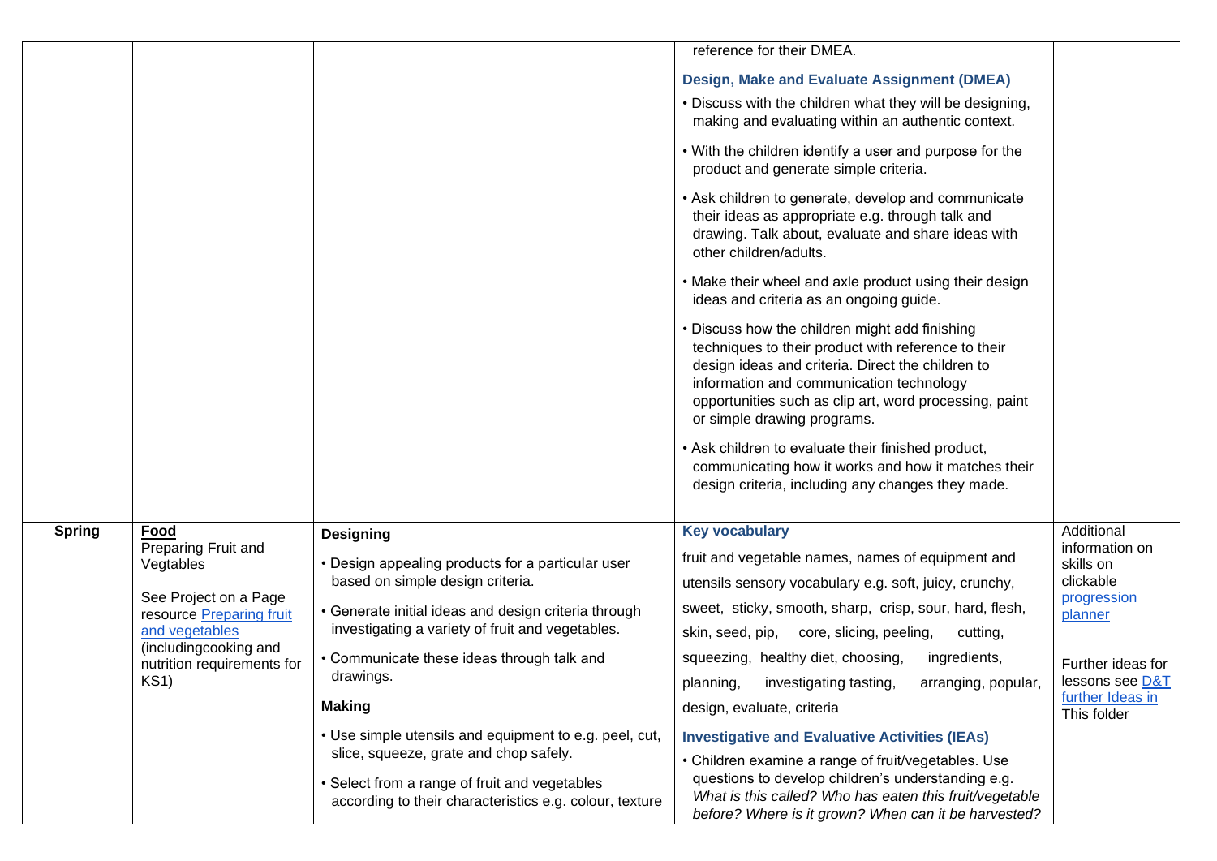| | | | | |
|---|---|---|---|---|
| | | | reference for their DMEA.<br><br>**Design, Make and Evaluate Assignment (DMEA)**<br>• Discuss with the children what they will be designing, making and evaluating within an authentic context.<br>• With the children identify a user and purpose for the product and generate simple criteria.<br>• Ask children to generate, develop and communicate their ideas as appropriate e.g. through talk and drawing. Talk about, evaluate and share ideas with other children/adults.<br>• Make their wheel and axle product using their design ideas and criteria as an ongoing guide.<br>• Discuss how the children might add finishing techniques to their product with reference to their design ideas and criteria. Direct the children to information and communication technology opportunities such as clip art, word processing, paint or simple drawing programs.<br>• Ask children to evaluate their finished product, communicating how it works and how it matches their design criteria, including any changes they made. | |
| **Spring** | **Food**<br>Preparing Fruit and Vegtables<br><br>See Project on a Page resource [Preparing fruit and vegetables](#) (includingcooking and nutrition requirements for KS1) | **Designing**<br>• Design appealing products for a particular user based on simple design criteria.<br>• Generate initial ideas and design criteria through investigating a variety of fruit and vegetables.<br>• Communicate these ideas through talk and drawings.<br><br>**Making**<br>• Use simple utensils and equipment to e.g. peel, cut, slice, squeeze, grate and chop safely.<br>• Select from a range of fruit and vegetables according to their characteristics e.g. colour, texture | **Key vocabulary**<br>fruit and vegetable names, names of equipment and utensils sensory vocabulary e.g. soft, juicy, crunchy, sweet, sticky, smooth, sharp, crisp, sour, hard, flesh, skin, seed, pip, core, slicing, peeling, cutting, squeezing, healthy diet, choosing, ingredients, planning, investigating tasting, arranging, popular, design, evaluate, criteria<br><br>**Investigative and Evaluative Activities (IEAs)**<br>• Children examine a range of fruit/vegetables. Use questions to develop children's understanding e.g. *What is this called? Who has eaten this fruit/vegetable before? Where is it grown? When can it be harvested?* | Additional information on skills on clickable [progression planner](#)<br><br>Further ideas for lessons see [D&T further Ideas in](#) This folder |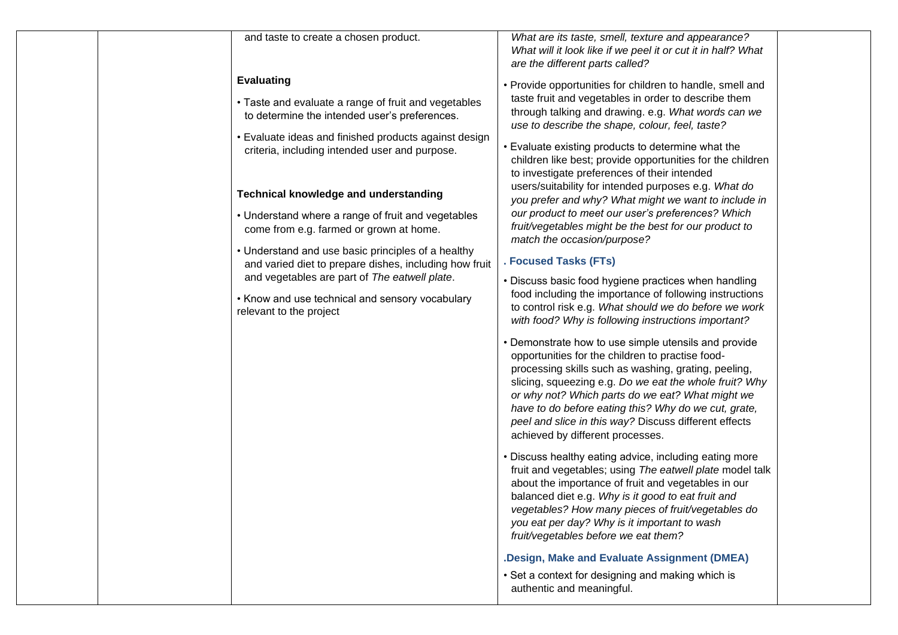| | | | | |
|---|---|---|---|---|
| | | and taste to create a chosen product.<br><br>**Evaluating**<br><br>• Taste and evaluate a range of fruit and vegetables to determine the intended user's preferences.<br><br>• Evaluate ideas and finished products against design criteria, including intended user and purpose.<br><br>**Technical knowledge and understanding**<br><br>• Understand where a range of fruit and vegetables come from e.g. farmed or grown at home.<br><br>• Understand and use basic principles of a healthy and varied diet to prepare dishes, including how fruit and vegetables are part of *The eatwell plate*.<br><br>• Know and use technical and sensory vocabulary relevant to the project | *What are its taste, smell, texture and appearance? What will it look like if we peel it or cut it in half? What are the different parts called?*<br><br>• Provide opportunities for children to handle, smell and taste fruit and vegetables in order to describe them through talking and drawing. e.g. *What words can we use to describe the shape, colour, feel, taste?*<br><br>• Evaluate existing products to determine what the children like best; provide opportunities for the children to investigate preferences of their intended users/suitability for intended purposes e.g. *What do you prefer and why? What might we want to include in our product to meet our user's preferences? Which fruit/vegetables might be the best for our product to match the occasion/purpose?*<br><br>**. Focused Tasks (FTs)**<br><br>• Discuss basic food hygiene practices when handling food including the importance of following instructions to control risk e.g. *What should we do before we work with food? Why is following instructions important?*<br><br>• Demonstrate how to use simple utensils and provide opportunities for the children to practise food-processing skills such as washing, grating, peeling, slicing, squeezing e.g. *Do we eat the whole fruit? Why or why not? Which parts do we eat? What might we have to do before eating this? Why do we cut, grate, peel and slice in this way?* Discuss different effects achieved by different processes.<br><br>• Discuss healthy eating advice, including eating more fruit and vegetables; using *The eatwell plate* model talk about the importance of fruit and vegetables in our balanced diet e.g. *Why is it good to eat fruit and vegetables? How many pieces of fruit/vegetables do you eat per day? Why is it important to wash fruit/vegetables before we eat them?*<br><br>**.Design, Make and Evaluate Assignment (DMEA)**<br><br>• Set a context for designing and making which is authentic and meaningful. | |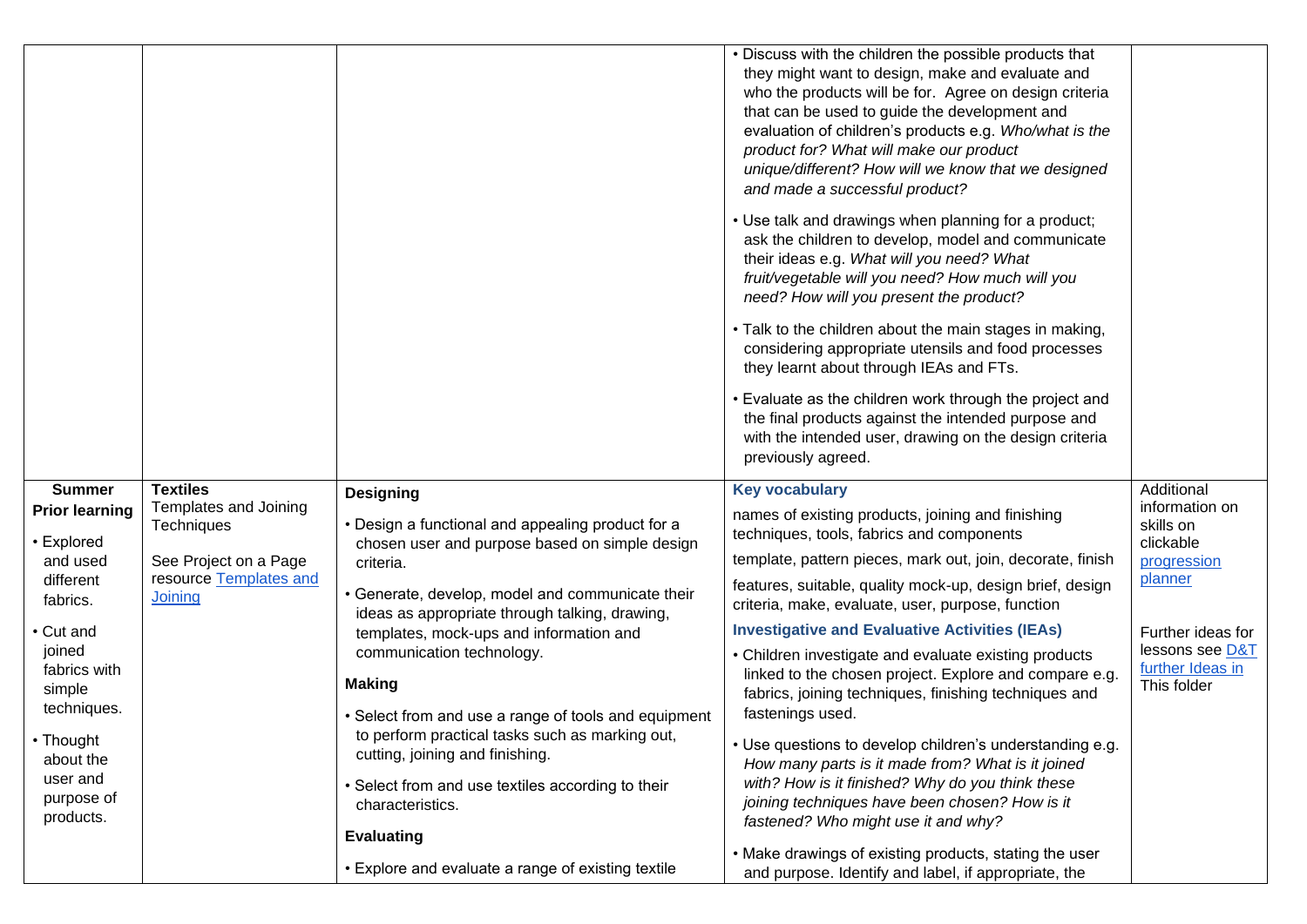| | | | | |
|---|---|---|---|---|
| | | | • Discuss with the children the possible products that they might want to design, make and evaluate and who the products will be for. Agree on design criteria that can be used to guide the development and evaluation of children's products e.g. *Who/what is the product for? What will make our product unique/different? How will we know that we designed and made a successful product?*<br><br>• Use talk and drawings when planning for a product; ask the children to develop, model and communicate their ideas e.g. *What will you need? What fruit/vegetable will you need? How much will you need? How will you present the product?*<br><br>• Talk to the children about the main stages in making, considering appropriate utensils and food processes they learnt about through IEAs and FTs.<br><br>• Evaluate as the children work through the project and the final products against the intended purpose and with the intended user, drawing on the design criteria previously agreed. | |
| **Summer**<br>**Prior learning**<br><br>• Explored and used different fabrics.<br><br>• Cut and joined fabrics with simple techniques.<br><br>• Thought about the user and purpose of products. | **Textiles**<br>Templates and Joining Techniques<br><br>See Project on a Page resource Templates and Joining | **Designing**<br><br>• Design a functional and appealing product for a chosen user and purpose based on simple design criteria.<br><br>• Generate, develop, model and communicate their ideas as appropriate through talking, drawing, templates, mock-ups and information and communication technology.<br><br>**Making**<br><br>• Select from and use a range of tools and equipment to perform practical tasks such as marking out, cutting, joining and finishing.<br><br>• Select from and use textiles according to their characteristics.<br><br>**Evaluating**<br><br>• Explore and evaluate a range of existing textile | **Key vocabulary**<br><br>names of existing products, joining and finishing techniques, tools, fabrics and components<br><br>template, pattern pieces, mark out, join, decorate, finish<br><br>features, suitable, quality mock-up, design brief, design criteria, make, evaluate, user, purpose, function<br><br>**Investigative and Evaluative Activities (IEAs)**<br><br>• Children investigate and evaluate existing products linked to the chosen project. Explore and compare e.g. fabrics, joining techniques, finishing techniques and fastenings used.<br><br>• Use questions to develop children's understanding e.g. *How many parts is it made from? What is it joined with? How is it finished? Why do you think these joining techniques have been chosen? How is it fastened? Who might use it and why?*<br><br>• Make drawings of existing products, stating the user and purpose. Identify and label, if appropriate, the | Additional information on skills on clickable progression planner<br><br>Further ideas for lessons see D&T further Ideas in This folder |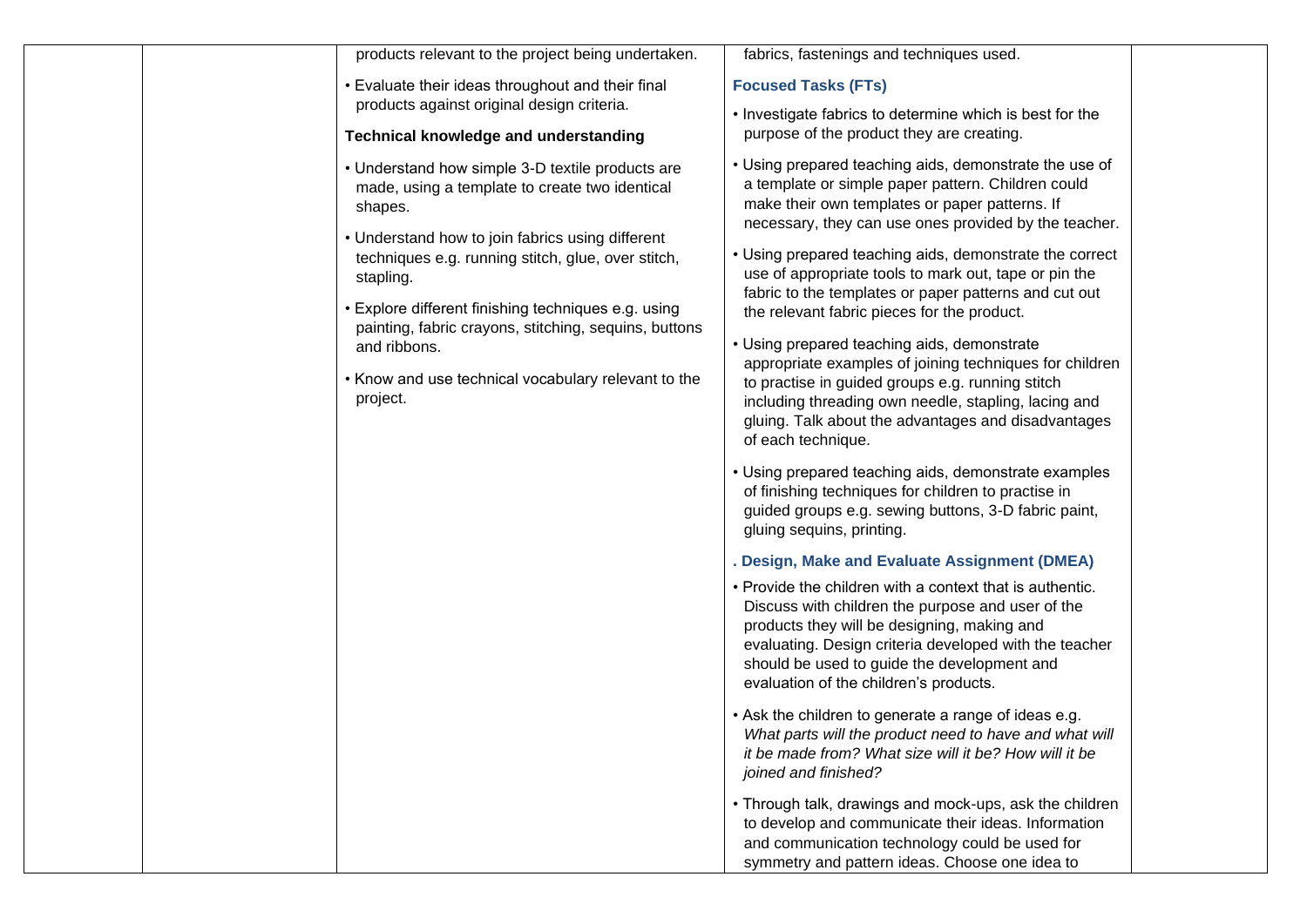| | | products relevant to the project being undertaken.<br><br>• Evaluate their ideas throughout and their final products against original design criteria.<br><br>**Technical knowledge and understanding**<br><br>• Understand how simple 3-D textile products are made, using a template to create two identical shapes.<br><br>• Understand how to join fabrics using different techniques e.g. running stitch, glue, over stitch, stapling.<br><br>• Explore different finishing techniques e.g. using painting, fabric crayons, stitching, sequins, buttons and ribbons.<br><br>• Know and use technical vocabulary relevant to the project. | fabrics, fastenings and techniques used.<br><br>**Focused Tasks (FTs)**<br><br>• Investigate fabrics to determine which is best for the purpose of the product they are creating.<br><br>• Using prepared teaching aids, demonstrate the use of a template or simple paper pattern. Children could make their own templates or paper patterns. If necessary, they can use ones provided by the teacher.<br><br>• Using prepared teaching aids, demonstrate the correct use of appropriate tools to mark out, tape or pin the fabric to the templates or paper patterns and cut out the relevant fabric pieces for the product.<br><br>• Using prepared teaching aids, demonstrate appropriate examples of joining techniques for children to practise in guided groups e.g. running stitch including threading own needle, stapling, lacing and gluing. Talk about the advantages and disadvantages of each technique.<br><br>• Using prepared teaching aids, demonstrate examples of finishing techniques for children to practise in guided groups e.g. sewing buttons, 3-D fabric paint, gluing sequins, printing.<br><br>**. Design, Make and Evaluate Assignment (DMEA)**<br><br>• Provide the children with a context that is authentic. Discuss with children the purpose and user of the products they will be designing, making and evaluating. Design criteria developed with the teacher should be used to guide the development and evaluation of the children's products.<br><br>• Ask the children to generate a range of ideas e.g. *What parts will the product need to have and what will it be made from? What size will it be? How will it be joined and finished?*<br><br>• Through talk, drawings and mock-ups, ask the children to develop and communicate their ideas. Information and communication technology could be used for symmetry and pattern ideas. Choose one idea to | |
|---|---|---|---|---|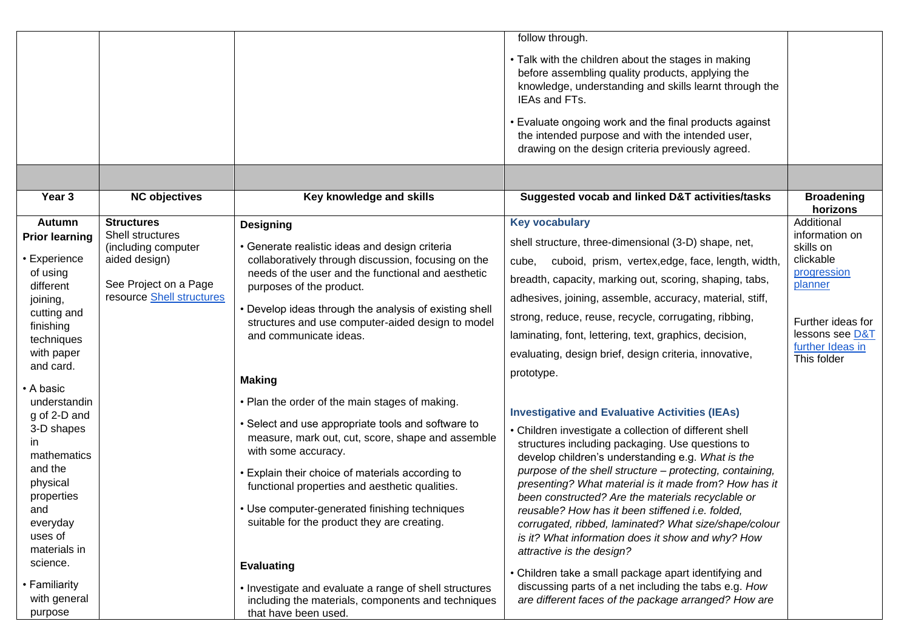| | | | | |
|---|---|---|---|---|
| | | | follow through.<br><br>• Talk with the children about the stages in making before assembling quality products, applying the knowledge, understanding and skills learnt through the IEAs and FTs.<br><br>• Evaluate ongoing work and the final products against the intended purpose and with the intended user, drawing on the design criteria previously agreed. | |
| | | | | |
| **Year 3** | **NC objectives** | **Key knowledge and skills** | **Suggested vocab and linked D&T activities/tasks** | **Broadening horizons** |
| **Autumn**<br>**Prior learning**<br><br>• Experience of using different joining, cutting and finishing techniques with paper and card.<br><br>• A basic understanding of 2-D and 3-D shapes in mathematics and the physical properties and everyday uses of materials in science.<br><br>• Familiarity with general purpose | **Structures**<br>Shell structures (including computer aided design)<br><br>See Project on a Page resource [Shell structures] | **Designing**<br><br>• Generate realistic ideas and design criteria collaboratively through discussion, focusing on the needs of the user and the functional and aesthetic purposes of the product.<br><br>• Develop ideas through the analysis of existing shell structures and use computer-aided design to model and communicate ideas.<br><br>**Making**<br><br>• Plan the order of the main stages of making.<br><br>• Select and use appropriate tools and software to measure, mark out, cut, score, shape and assemble with some accuracy.<br><br>• Explain their choice of materials according to functional properties and aesthetic qualities.<br><br>• Use computer-generated finishing techniques suitable for the product they are creating.<br><br>**Evaluating**<br><br>• Investigate and evaluate a range of shell structures including the materials, components and techniques that have been used. | **Key vocabulary**<br><br>shell structure, three-dimensional (3-D) shape, net, cube, cuboid, prism, vertex,edge, face, length, width, breadth, capacity, marking out, scoring, shaping, tabs, adhesives, joining, assemble, accuracy, material, stiff, strong, reduce, reuse, recycle, corrugating, ribbing, laminating, font, lettering, text, graphics, decision, evaluating, design brief, design criteria, innovative, prototype.<br><br>**Investigative and Evaluative Activities (IEAs)**<br><br>• Children investigate a collection of different shell structures including packaging. Use questions to develop children's understanding e.g. *What is the purpose of the shell structure – protecting, containing, presenting? What material is it made from? How has it been constructed? Are the materials recyclable or reusable? How has it been stiffened i.e. folded, corrugated, ribbed, laminated? What size/shape/colour is it? What information does it show and why? How attractive is the design?*<br><br>• Children take a small package apart identifying and discussing parts of a net including the tabs e.g. *How are different faces of the package arranged? How are* | Additional information on skills on clickable [progression planner]<br><br>Further ideas for lessons see [D&T further Ideas in] This folder |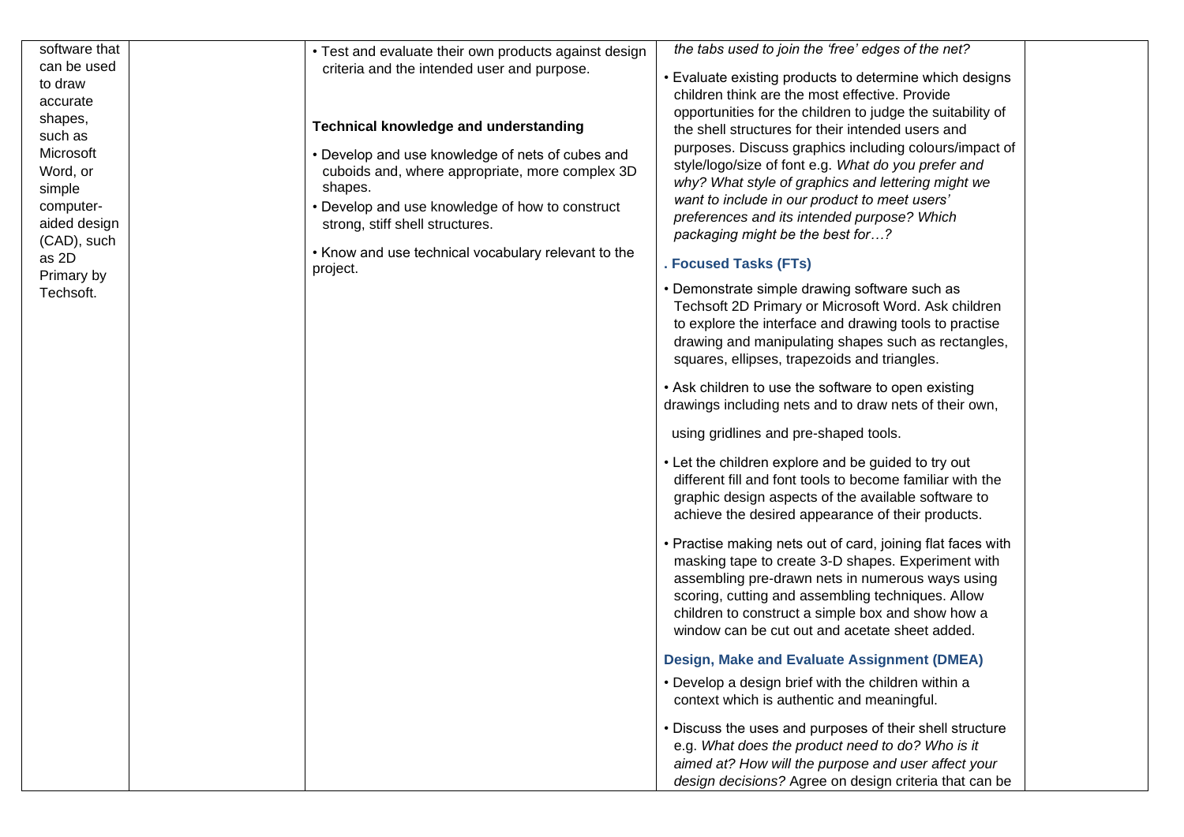| | | | | |
|---|---|---|---|---|
| software that can be used to draw accurate shapes, such as Microsoft Word, or simple computer-aided design (CAD), such as 2D Primary by Techsoft. | | • Test and evaluate their own products against design criteria and the intended user and purpose.<br><br>**Technical knowledge and understanding**<br><br>• Develop and use knowledge of nets of cubes and cuboids and, where appropriate, more complex 3D shapes.<br>• Develop and use knowledge of how to construct strong, stiff shell structures.<br>• Know and use technical vocabulary relevant to the project. | *the tabs used to join the 'free' edges of the net?*<br><br>• Evaluate existing products to determine which designs children think are the most effective. Provide opportunities for the children to judge the suitability of the shell structures for their intended users and purposes. Discuss graphics including colours/impact of style/logo/size of font e.g. *What do you prefer and why? What style of graphics and lettering might we want to include in our product to meet users' preferences and its intended purpose? Which packaging might be the best for…?*<br><br>**. Focused Tasks (FTs)**<br><br>• Demonstrate simple drawing software such as Techsoft 2D Primary or Microsoft Word. Ask children to explore the interface and drawing tools to practise drawing and manipulating shapes such as rectangles, squares, ellipses, trapezoids and triangles.<br><br>• Ask children to use the software to open existing drawings including nets and to draw nets of their own, using gridlines and pre-shaped tools.<br><br>• Let the children explore and be guided to try out different fill and font tools to become familiar with the graphic design aspects of the available software to achieve the desired appearance of their products.<br><br>• Practise making nets out of card, joining flat faces with masking tape to create 3-D shapes. Experiment with assembling pre-drawn nets in numerous ways using scoring, cutting and assembling techniques. Allow children to construct a simple box and show how a window can be cut out and acetate sheet added.<br><br>**Design, Make and Evaluate Assignment (DMEA)**<br><br>• Develop a design brief with the children within a context which is authentic and meaningful.<br><br>• Discuss the uses and purposes of their shell structure e.g. *What does the product need to do? Who is it aimed at? How will the purpose and user affect your design decisions?* Agree on design criteria that can be | |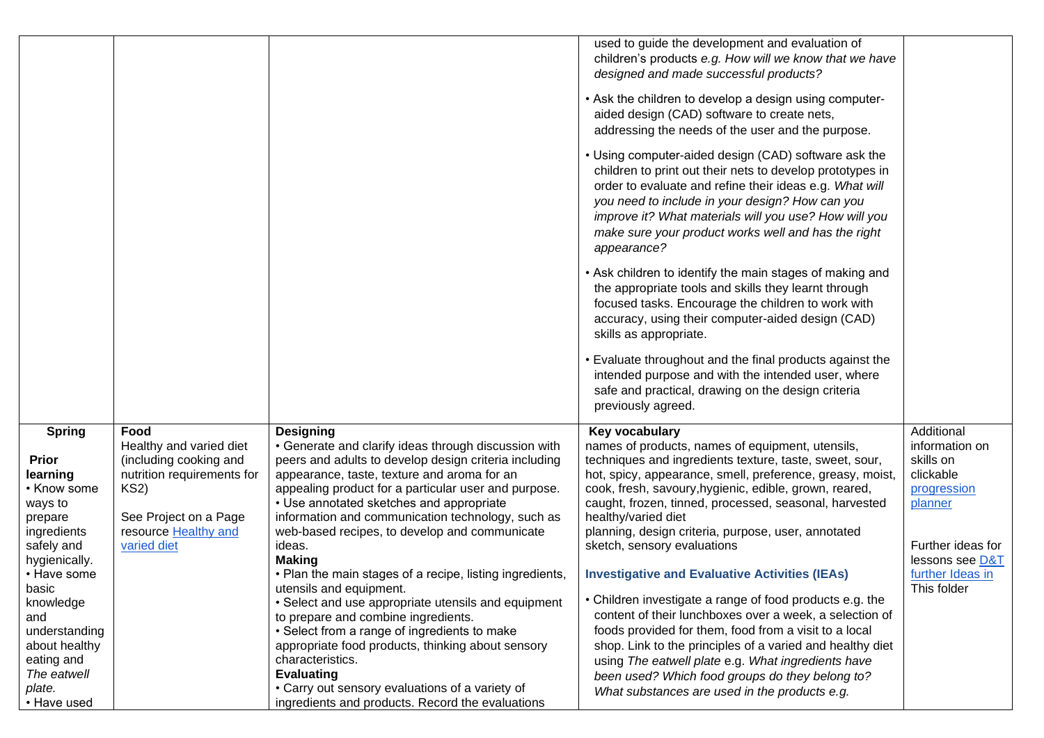| | | | | |
|---|---|---|---|---|
| | | | used to guide the development and evaluation of children's products *e.g. How will we know that we have designed and made successful products?*<br>• Ask the children to develop a design using computer-aided design (CAD) software to create nets, addressing the needs of the user and the purpose.<br>• Using computer-aided design (CAD) software ask the children to print out their nets to develop prototypes in order to evaluate and refine their ideas e.g. *What will you need to include in your design? How can you improve it? What materials will you use? How will you make sure your product works well and has the right appearance?*<br>• Ask children to identify the main stages of making and the appropriate tools and skills they learnt through focused tasks. Encourage the children to work with accuracy, using their computer-aided design (CAD) skills as appropriate.<br>• Evaluate throughout and the final products against the intended purpose and with the intended user, where safe and practical, drawing on the design criteria previously agreed. | |
| **Spring**<br><br>**Prior learning**<br>• Know some ways to prepare ingredients safely and hygienically.<br>• Have some basic knowledge and understanding about healthy eating and *The eatwell plate.*<br>• Have used | **Food**<br>Healthy and varied diet (including cooking and nutrition requirements for KS2)<br><br>See Project on a Page resource Healthy and varied diet | **Designing**<br>• Generate and clarify ideas through discussion with peers and adults to develop design criteria including appearance, taste, texture and aroma for an appealing product for a particular user and purpose.<br>• Use annotated sketches and appropriate information and communication technology, such as web-based recipes, to develop and communicate ideas.<br>**Making**<br>• Plan the main stages of a recipe, listing ingredients, utensils and equipment.<br>• Select and use appropriate utensils and equipment to prepare and combine ingredients.<br>• Select from a range of ingredients to make appropriate food products, thinking about sensory characteristics.<br>**Evaluating**<br>• Carry out sensory evaluations of a variety of ingredients and products. Record the evaluations | **Key vocabulary**<br>names of products, names of equipment, utensils, techniques and ingredients texture, taste, sweet, sour, hot, spicy, appearance, smell, preference, greasy, moist, cook, fresh, savoury,hygienic, edible, grown, reared, caught, frozen, tinned, processed, seasonal, harvested healthy/varied diet<br>planning, design criteria, purpose, user, annotated sketch, sensory evaluations<br><br>**Investigative and Evaluative Activities (IEAs)**<br><br>• Children investigate a range of food products e.g. the content of their lunchboxes over a week, a selection of foods provided for them, food from a visit to a local shop. Link to the principles of a varied and healthy diet using *The eatwell plate* e.g. *What ingredients have been used? Which food groups do they belong to? What substances are used in the products e.g.* | Additional information on skills on clickable progression planner<br><br>Further ideas for lessons see D&T further Ideas in This folder |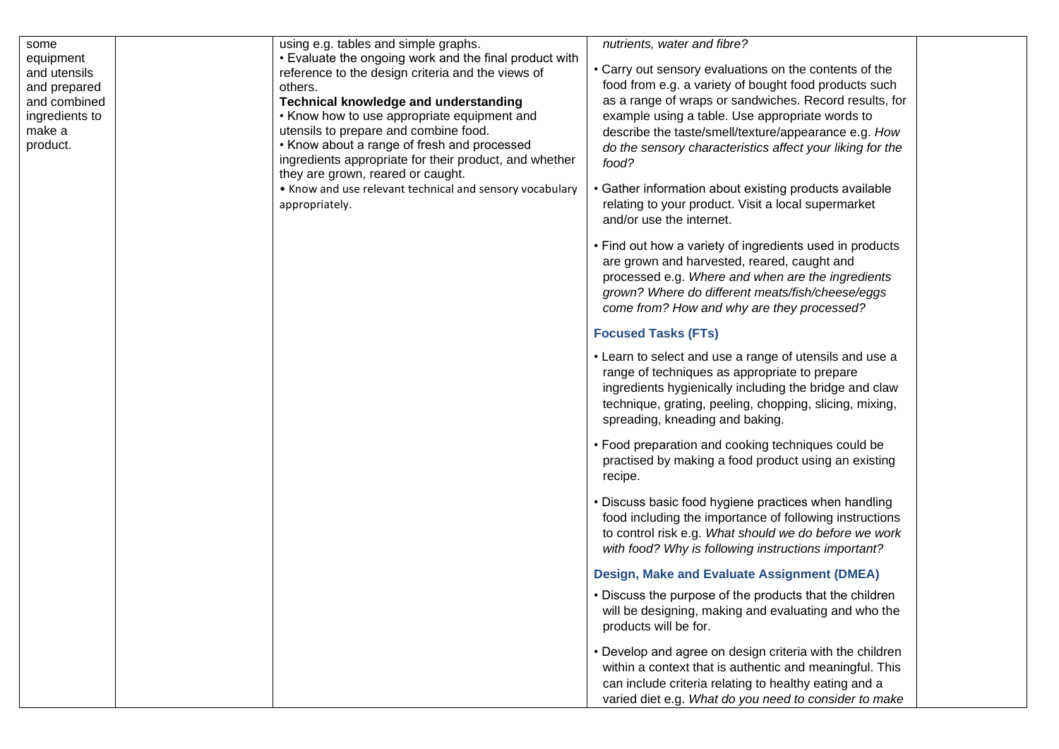| | | | | |
|---|---|---|---|---|
| some equipment and utensils and prepared and combined ingredients to make a product. | | using e.g. tables and simple graphs.<br>• Evaluate the ongoing work and the final product with reference to the design criteria and the views of others.<br>**Technical knowledge and understanding**<br>• Know how to use appropriate equipment and utensils to prepare and combine food.<br>• Know about a range of fresh and processed ingredients appropriate for their product, and whether they are grown, reared or caught.<br>• Know and use relevant technical and sensory vocabulary appropriately. | *nutrients, water and fibre?*<br>• Carry out sensory evaluations on the contents of the food from e.g. a variety of bought food products such as a range of wraps or sandwiches. Record results, for example using a table. Use appropriate words to describe the taste/smell/texture/appearance e.g. *How do the sensory characteristics affect your liking for the food?*<br>• Gather information about existing products available relating to your product. Visit a local supermarket and/or use the internet.<br>• Find out how a variety of ingredients used in products are grown and harvested, reared, caught and processed e.g. *Where and when are the ingredients grown? Where do different meats/fish/cheese/eggs come from? How and why are they processed?*<br>**Focused Tasks (FTs)**<br>• Learn to select and use a range of utensils and use a range of techniques as appropriate to prepare ingredients hygienically including the bridge and claw technique, grating, peeling, chopping, slicing, mixing, spreading, kneading and baking.<br>• Food preparation and cooking techniques could be practised by making a food product using an existing recipe.<br>• Discuss basic food hygiene practices when handling food including the importance of following instructions to control risk e.g. *What should we do before we work with food? Why is following instructions important?*<br>**Design, Make and Evaluate Assignment (DMEA)**<br>• Discuss the purpose of the products that the children will be designing, making and evaluating and who the products will be for.<br>• Develop and agree on design criteria with the children within a context that is authentic and meaningful. This can include criteria relating to healthy eating and a varied diet e.g. *What do you need to consider to make* | |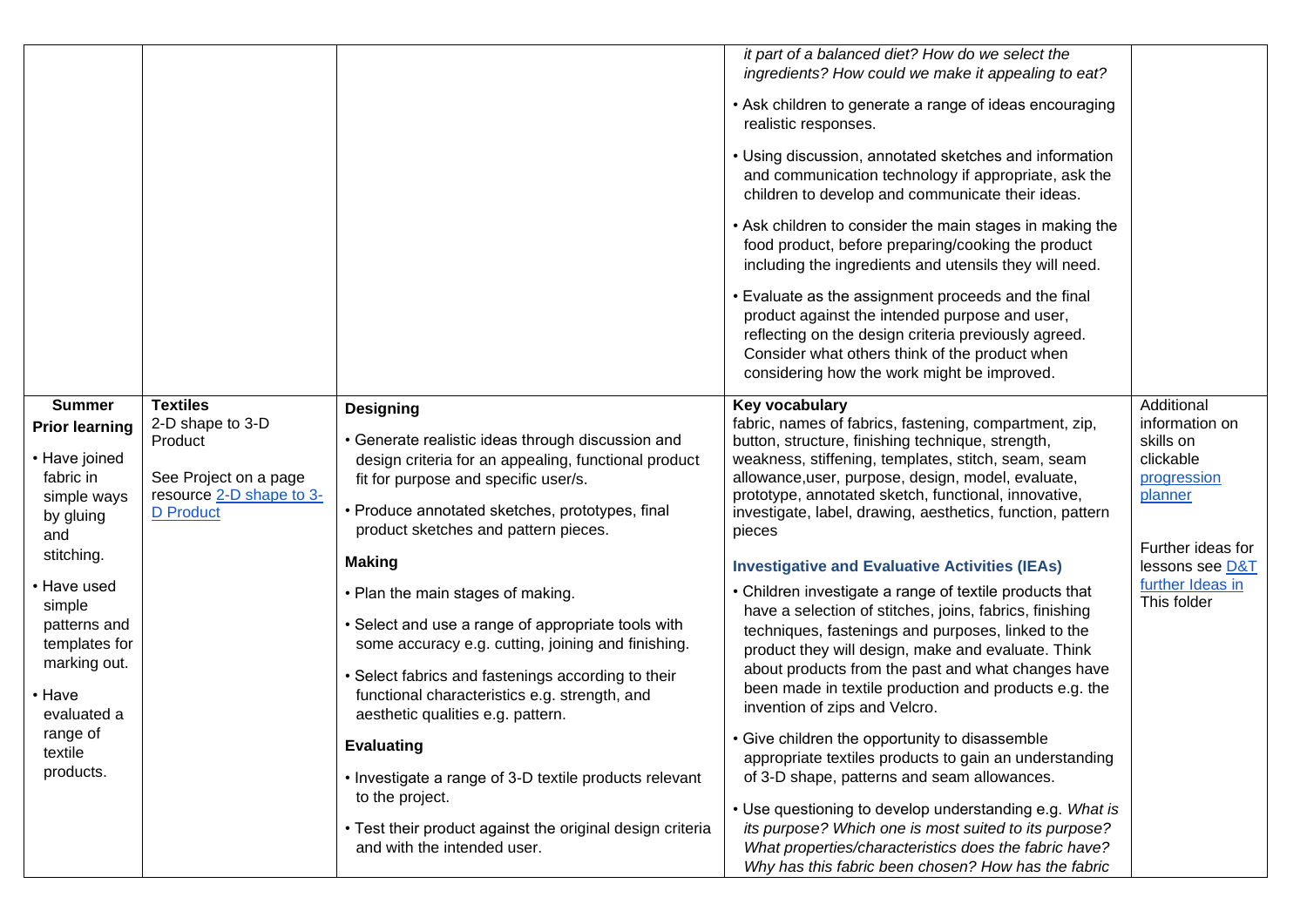| | | | | |
|---|---|---|---|---|
| | | | *it part of a balanced diet? How do we select the ingredients? How could we make it appealing to eat?*<br><br>• Ask children to generate a range of ideas encouraging realistic responses.<br><br>• Using discussion, annotated sketches and information and communication technology if appropriate, ask the children to develop and communicate their ideas.<br><br>• Ask children to consider the main stages in making the food product, before preparing/cooking the product including the ingredients and utensils they will need.<br><br>• Evaluate as the assignment proceeds and the final product against the intended purpose and user, reflecting on the design criteria previously agreed. Consider what others think of the product when considering how the work might be improved. | |
| **Summer**<br>**Prior learning**<br><br>• Have joined fabric in simple ways by gluing and stitching.<br><br>• Have used simple patterns and templates for marking out.<br><br>• Have evaluated a range of textile products. | **Textiles**<br>2-D shape to 3-D Product<br><br>See Project on a page resource [2-D shape to 3-D Product]() | **Designing**<br><br>• Generate realistic ideas through discussion and design criteria for an appealing, functional product fit for purpose and specific user/s.<br><br>• Produce annotated sketches, prototypes, final product sketches and pattern pieces.<br><br>**Making**<br><br>• Plan the main stages of making.<br><br>• Select and use a range of appropriate tools with some accuracy e.g. cutting, joining and finishing.<br><br>• Select fabrics and fastenings according to their functional characteristics e.g. strength, and aesthetic qualities e.g. pattern.<br><br>**Evaluating**<br><br>• Investigate a range of 3-D textile products relevant to the project.<br><br>• Test their product against the original design criteria and with the intended user. | **Key vocabulary**<br>fabric, names of fabrics, fastening, compartment, zip, button, structure, finishing technique, strength, weakness, stiffening, templates, stitch, seam, seam allowance,user, purpose, design, model, evaluate, prototype, annotated sketch, functional, innovative, investigate, label, drawing, aesthetics, function, pattern pieces<br><br>**Investigative and Evaluative Activities (IEAs)**<br><br>• Children investigate a range of textile products that have a selection of stitches, joins, fabrics, finishing techniques, fastenings and purposes, linked to the product they will design, make and evaluate. Think about products from the past and what changes have been made in textile production and products e.g. the invention of zips and Velcro.<br><br>• Give children the opportunity to disassemble appropriate textiles products to gain an understanding of 3-D shape, patterns and seam allowances.<br><br>• Use questioning to develop understanding e.g. *What is its purpose? Which one is most suited to its purpose? What properties/characteristics does the fabric have? Why has this fabric been chosen? How has the fabric* | Additional information on skills on clickable [progression planner]()<br><br>Further ideas for lessons see [D&T further Ideas in]() This folder |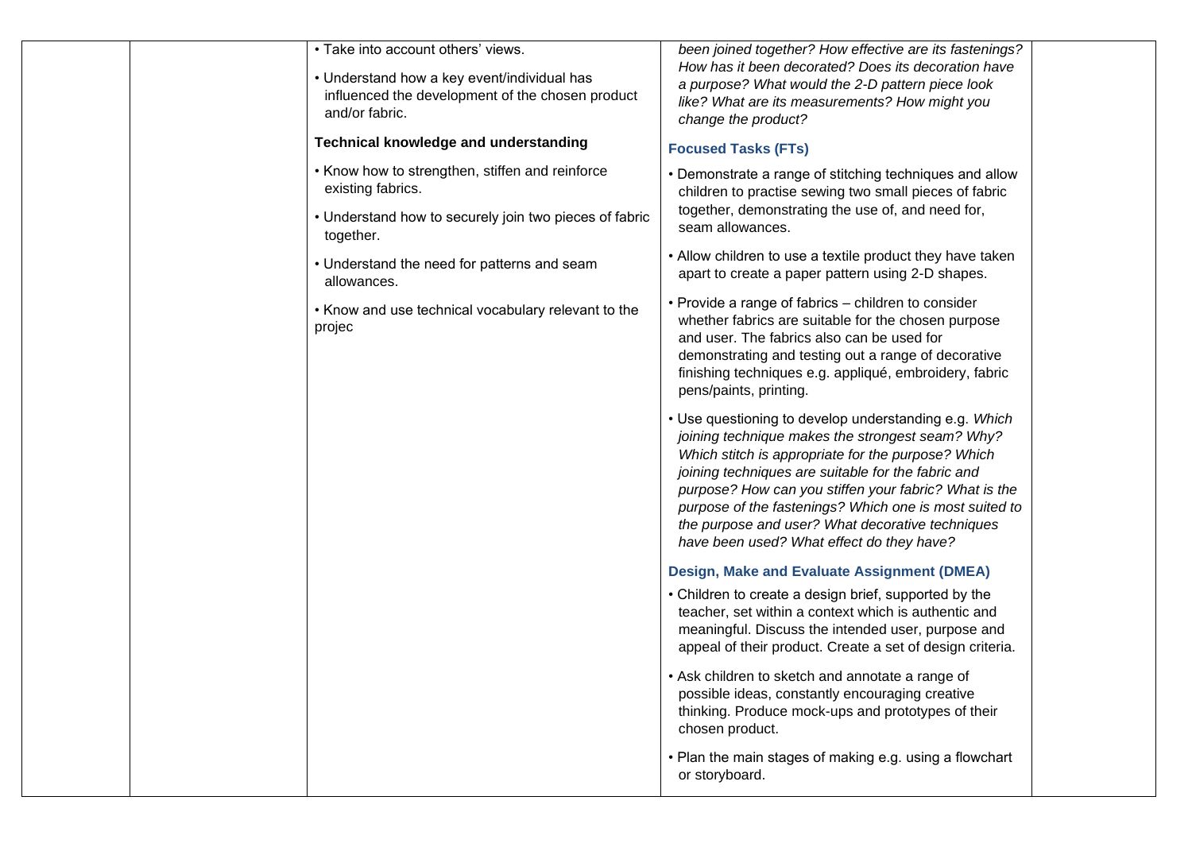| | | • Take into account others' views.<br><br>• Understand how a key event/individual has influenced the development of the chosen product and/or fabric.<br><br>**Technical knowledge and understanding**<br><br>• Know how to strengthen, stiffen and reinforce existing fabrics.<br><br>• Understand how to securely join two pieces of fabric together.<br><br>• Understand the need for patterns and seam allowances.<br><br>• Know and use technical vocabulary relevant to the projec | *been joined together? How effective are its fastenings? How has it been decorated? Does its decoration have a purpose? What would the 2-D pattern piece look like? What are its measurements? How might you change the product?*<br><br>**Focused Tasks (FTs)**<br><br>• Demonstrate a range of stitching techniques and allow children to practise sewing two small pieces of fabric together, demonstrating the use of, and need for, seam allowances.<br><br>• Allow children to use a textile product they have taken apart to create a paper pattern using 2-D shapes.<br><br>• Provide a range of fabrics – children to consider whether fabrics are suitable for the chosen purpose and user. The fabrics also can be used for demonstrating and testing out a range of decorative finishing techniques e.g. appliqué, embroidery, fabric pens/paints, printing.<br><br>• Use questioning to develop understanding e.g. *Which joining technique makes the strongest seam? Why? Which stitch is appropriate for the purpose? Which joining techniques are suitable for the fabric and purpose? How can you stiffen your fabric? What is the purpose of the fastenings? Which one is most suited to the purpose and user? What decorative techniques have been used? What effect do they have?*<br><br>**Design, Make and Evaluate Assignment (DMEA)**<br><br>• Children to create a design brief, supported by the teacher, set within a context which is authentic and meaningful. Discuss the intended user, purpose and appeal of their product. Create a set of design criteria.<br><br>• Ask children to sketch and annotate a range of possible ideas, constantly encouraging creative thinking. Produce mock-ups and prototypes of their chosen product.<br><br>• Plan the main stages of making e.g. using a flowchart or storyboard. | |
|---|---|---|---|---|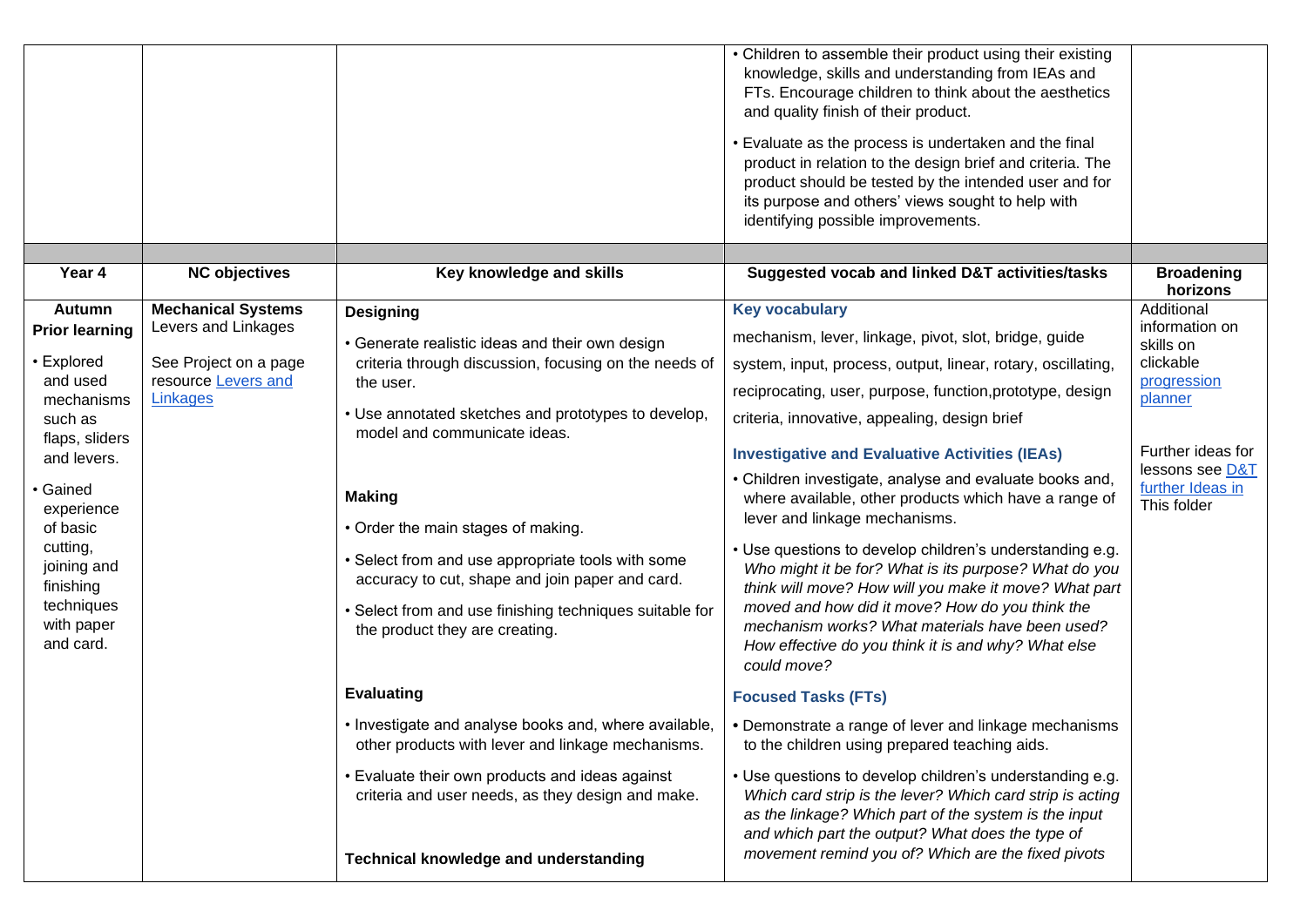| | | | • Children to assemble their product using their existing knowledge, skills and understanding from IEAs and FTs. Encourage children to think about the aesthetics and quality finish of their product.<br><br>• Evaluate as the process is undertaken and the final product in relation to the design brief and criteria. The product should be tested by the intended user and for its purpose and others' views sought to help with identifying possible improvements. | |
|---|---|---|---|---|
| | | | | |
| **Year 4** | **NC objectives** | **Key knowledge and skills** | **Suggested vocab and linked D&T activities/tasks** | **Broadening horizons** |
| **Autumn**<br>**Prior learning**<br><br>• Explored and used mechanisms such as flaps, sliders and levers.<br><br>• Gained experience of basic cutting, joining and finishing techniques with paper and card. | **Mechanical Systems**<br>Levers and Linkages<br><br>See Project on a page resource Levers and Linkages | **Designing**<br><br>• Generate realistic ideas and their own design criteria through discussion, focusing on the needs of the user.<br><br>• Use annotated sketches and prototypes to develop, model and communicate ideas.<br><br>**Making**<br><br>• Order the main stages of making.<br><br>• Select from and use appropriate tools with some accuracy to cut, shape and join paper and card.<br><br>• Select from and use finishing techniques suitable for the product they are creating.<br><br>**Evaluating**<br><br>• Investigate and analyse books and, where available, other products with lever and linkage mechanisms.<br><br>• Evaluate their own products and ideas against criteria and user needs, as they design and make.<br><br>**Technical knowledge and understanding** | **Key vocabulary**<br><br>mechanism, lever, linkage, pivot, slot, bridge, guide<br><br>system, input, process, output, linear, rotary, oscillating,<br><br>reciprocating, user, purpose, function,prototype, design<br><br>criteria, innovative, appealing, design brief<br><br>**Investigative and Evaluative Activities (IEAs)**<br><br>• Children investigate, analyse and evaluate books and, where available, other products which have a range of lever and linkage mechanisms.<br><br>• Use questions to develop children's understanding e.g. *Who might it be for? What is its purpose? What do you think will move? How will you make it move? What part moved and how did it move? How do you think the mechanism works? What materials have been used? How effective do you think it is and why? What else could move?*<br><br>**Focused Tasks (FTs)**<br><br>• Demonstrate a range of lever and linkage mechanisms to the children using prepared teaching aids.<br><br>• Use questions to develop children's understanding e.g. *Which card strip is the lever? Which card strip is acting as the linkage? Which part of the system is the input and which part the output? What does the type of movement remind you of? Which are the fixed pivots* | Additional information on skills on clickable progression planner<br><br>Further ideas for lessons see D&T further Ideas in This folder |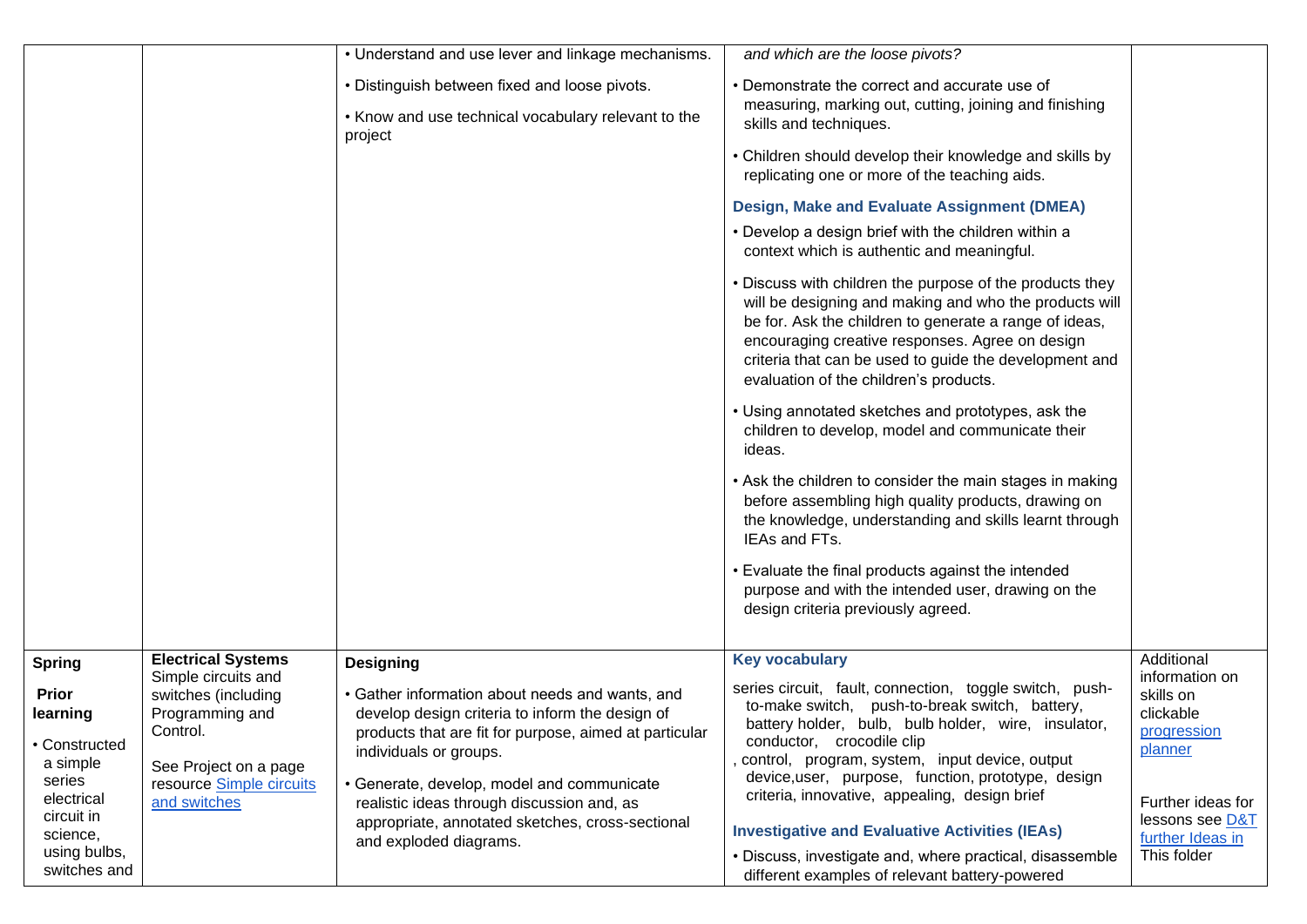| | | | | |
|---|---|---|---|---|
| | | • Understand and use lever and linkage mechanisms.<br><br>• Distinguish between fixed and loose pivots.<br><br>• Know and use technical vocabulary relevant to the project | *and which are the loose pivots?*<br><br>• Demonstrate the correct and accurate use of measuring, marking out, cutting, joining and finishing skills and techniques.<br><br>• Children should develop their knowledge and skills by replicating one or more of the teaching aids.<br><br>**Design, Make and Evaluate Assignment (DMEA)**<br><br>• Develop a design brief with the children within a context which is authentic and meaningful.<br><br>• Discuss with children the purpose of the products they will be designing and making and who the products will be for. Ask the children to generate a range of ideas, encouraging creative responses. Agree on design criteria that can be used to guide the development and evaluation of the children's products.<br><br>• Using annotated sketches and prototypes, ask the children to develop, model and communicate their ideas.<br><br>• Ask the children to consider the main stages in making before assembling high quality products, drawing on the knowledge, understanding and skills learnt through IEAs and FTs.<br><br>• Evaluate the final products against the intended purpose and with the intended user, drawing on the design criteria previously agreed. | |
| **Spring**<br><br>**Prior learning**<br><br>• Constructed a simple series electrical circuit in science, using bulbs, switches and | **Electrical Systems**<br>Simple circuits and switches (including Programming and Control.<br><br>See Project on a page resource Simple circuits and switches | **Designing**<br><br>• Gather information about needs and wants, and develop design criteria to inform the design of products that are fit for purpose, aimed at particular individuals or groups.<br><br>• Generate, develop, model and communicate realistic ideas through discussion and, as appropriate, annotated sketches, cross-sectional and exploded diagrams. | **Key vocabulary**<br><br>series circuit, fault, connection, toggle switch, push-to-make switch, push-to-break switch, battery, battery holder, bulb, bulb holder, wire, insulator, conductor, crocodile clip<br>, control, program, system, input device, output device,user, purpose, function, prototype, design criteria, innovative, appealing, design brief<br><br>**Investigative and Evaluative Activities (IEAs)**<br><br>• Discuss, investigate and, where practical, disassemble different examples of relevant battery-powered | Additional information on skills on clickable progression planner<br><br>Further ideas for lessons see D&T further Ideas in This folder |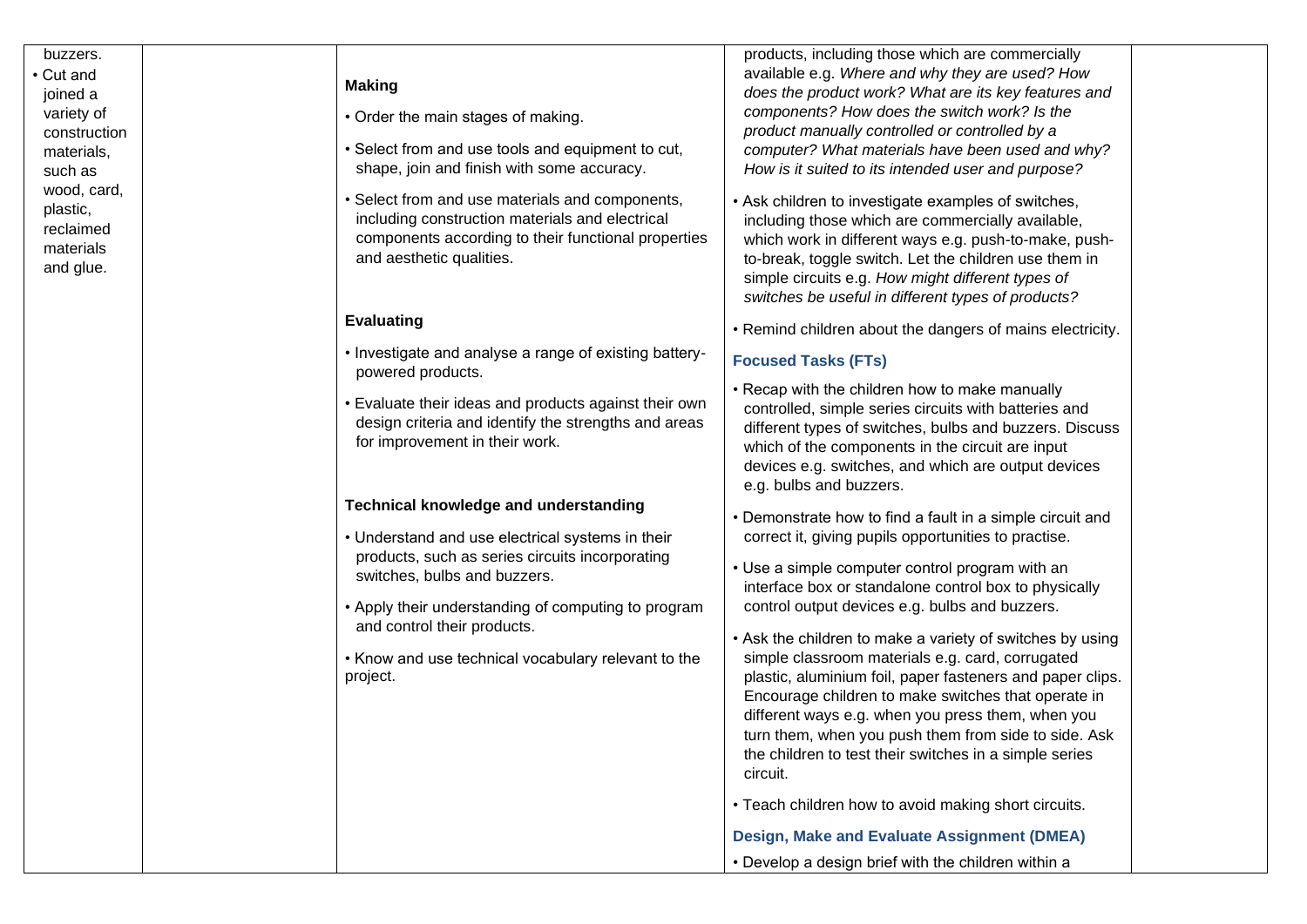| | | | | |
|---|---|---|---|---|
| buzzers.<br>• Cut and joined a variety of construction materials, such as wood, card, plastic, reclaimed materials and glue. | | **Making**<br>• Order the main stages of making.<br>• Select from and use tools and equipment to cut, shape, join and finish with some accuracy.<br>• Select from and use materials and components, including construction materials and electrical components according to their functional properties and aesthetic qualities.<br><br>**Evaluating**<br>• Investigate and analyse a range of existing battery-powered products.<br>• Evaluate their ideas and products against their own design criteria and identify the strengths and areas for improvement in their work.<br><br>**Technical knowledge and understanding**<br>• Understand and use electrical systems in their products, such as series circuits incorporating switches, bulbs and buzzers.<br>• Apply their understanding of computing to program and control their products.<br>• Know and use technical vocabulary relevant to the project. | products, including those which are commercially available e.g. *Where and why they are used? How does the product work? What are its key features and components? How does the switch work? Is the product manually controlled or controlled by a computer? What materials have been used and why? How is it suited to its intended user and purpose?*<br>• Ask children to investigate examples of switches, including those which are commercially available, which work in different ways e.g. push-to-make, push-to-break, toggle switch. Let the children use them in simple circuits e.g. *How might different types of switches be useful in different types of products?*<br>• Remind children about the dangers of mains electricity.<br><br>**Focused Tasks (FTs)**<br>• Recap with the children how to make manually controlled, simple series circuits with batteries and different types of switches, bulbs and buzzers. Discuss which of the components in the circuit are input devices e.g. switches, and which are output devices e.g. bulbs and buzzers.<br>• Demonstrate how to find a fault in a simple circuit and correct it, giving pupils opportunities to practise.<br>• Use a simple computer control program with an interface box or standalone control box to physically control output devices e.g. bulbs and buzzers.<br>• Ask the children to make a variety of switches by using simple classroom materials e.g. card, corrugated plastic, aluminium foil, paper fasteners and paper clips. Encourage children to make switches that operate in different ways e.g. when you press them, when you turn them, when you push them from side to side. Ask the children to test their switches in a simple series circuit.<br>• Teach children how to avoid making short circuits.<br><br>**Design, Make and Evaluate Assignment (DMEA)**<br>• Develop a design brief with the children within a | |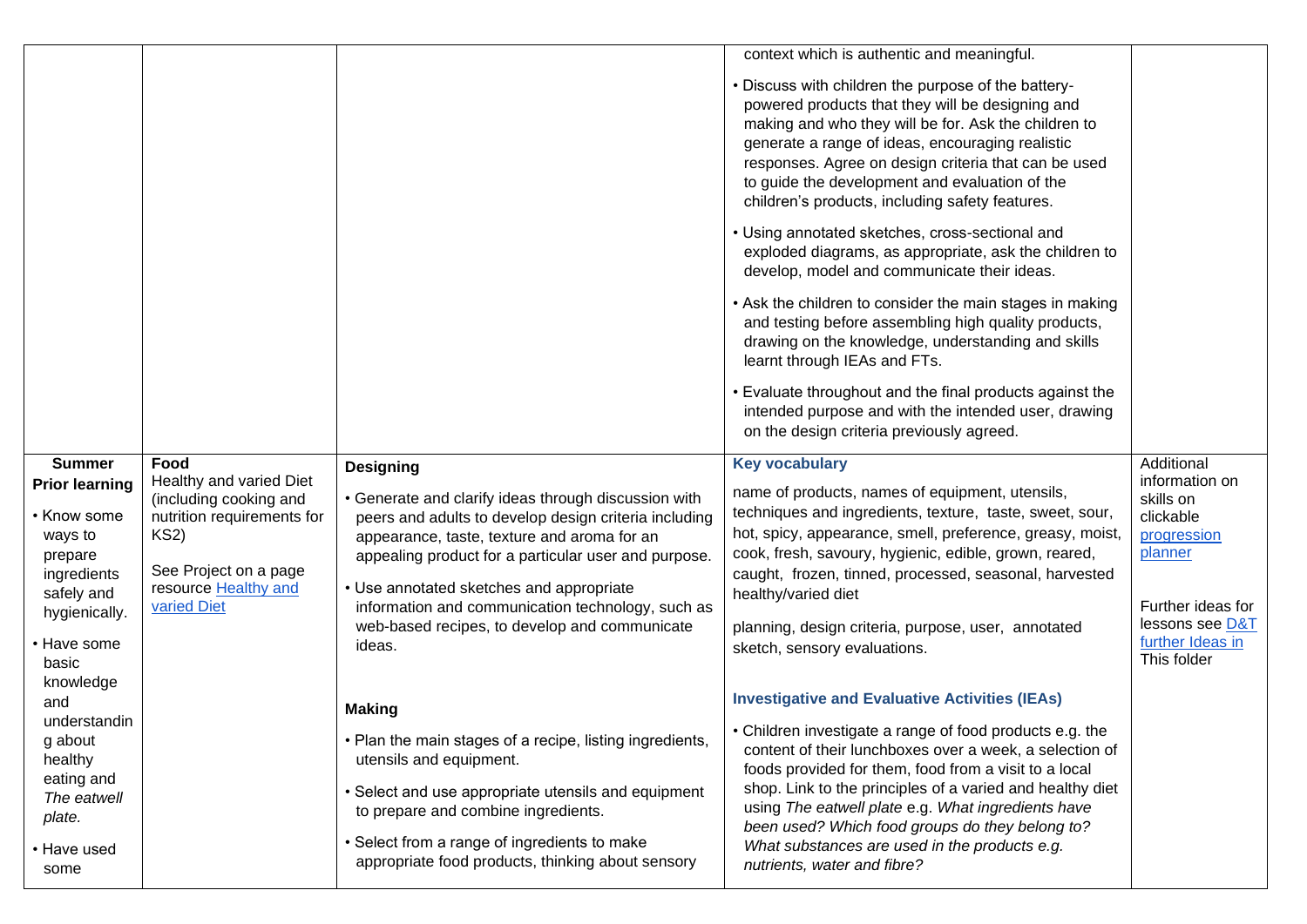| | | | | |
|---|---|---|---|---|
| | | | context which is authentic and meaningful.<br><br>• Discuss with children the purpose of the battery-powered products that they will be designing and making and who they will be for. Ask the children to generate a range of ideas, encouraging realistic responses. Agree on design criteria that can be used to guide the development and evaluation of the children's products, including safety features.<br><br>• Using annotated sketches, cross-sectional and exploded diagrams, as appropriate, ask the children to develop, model and communicate their ideas.<br><br>• Ask the children to consider the main stages in making and testing before assembling high quality products, drawing on the knowledge, understanding and skills learnt through IEAs and FTs.<br><br>• Evaluate throughout and the final products against the intended purpose and with the intended user, drawing on the design criteria previously agreed. | |
| **Summer**<br>**Prior learning**<br><br>• Know some ways to prepare ingredients safely and hygienically.<br><br>• Have some basic knowledge and understanding about healthy eating and *The eatwell plate.*<br><br>• Have used some | **Food**<br>Healthy and varied Diet (including cooking and nutrition requirements for KS2)<br><br>See Project on a page resource [Healthy and varied Diet]() | **Designing**<br><br>• Generate and clarify ideas through discussion with peers and adults to develop design criteria including appearance, taste, texture and aroma for an appealing product for a particular user and purpose.<br><br>• Use annotated sketches and appropriate information and communication technology, such as web-based recipes, to develop and communicate ideas.<br><br>**Making**<br><br>• Plan the main stages of a recipe, listing ingredients, utensils and equipment.<br><br>• Select and use appropriate utensils and equipment to prepare and combine ingredients.<br><br>• Select from a range of ingredients to make appropriate food products, thinking about sensory | **Key vocabulary**<br><br>name of products, names of equipment, utensils, techniques and ingredients, texture, taste, sweet, sour, hot, spicy, appearance, smell, preference, greasy, moist, cook, fresh, savoury, hygienic, edible, grown, reared, caught, frozen, tinned, processed, seasonal, harvested healthy/varied diet<br><br>planning, design criteria, purpose, user, annotated sketch, sensory evaluations.<br><br>**Investigative and Evaluative Activities (IEAs)**<br><br>• Children investigate a range of food products e.g. the content of their lunchboxes over a week, a selection of foods provided for them, food from a visit to a local shop. Link to the principles of a varied and healthy diet using *The eatwell plate* e.g. *What ingredients have been used? Which food groups do they belong to? What substances are used in the products e.g. nutrients, water and fibre?* | Additional information on skills on clickable [progression planner]()<br><br>Further ideas for lessons see [D&T further Ideas in]() This folder |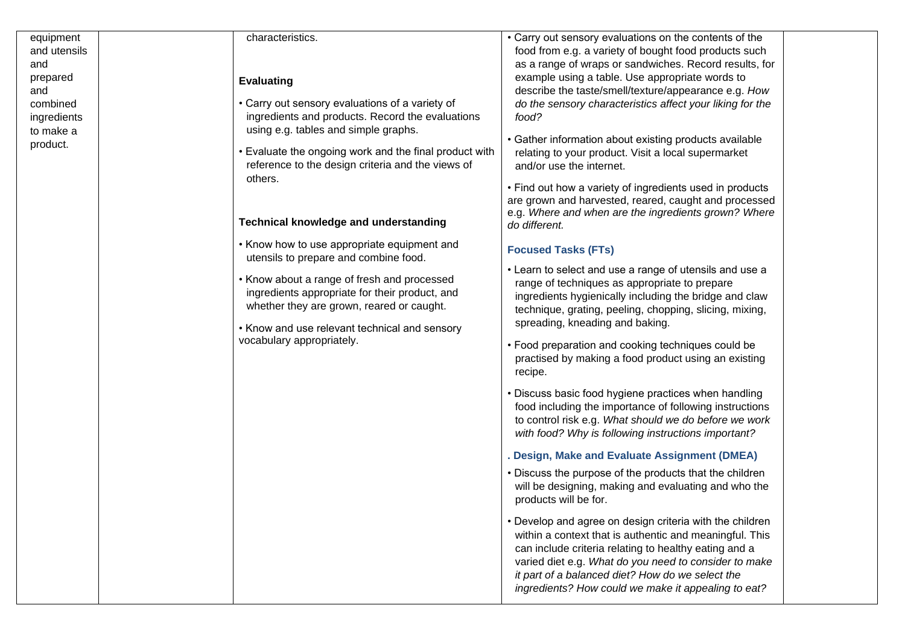| | | | | |
|---|---|---|---|---|
| equipment and utensils and prepared and combined ingredients to make a product. | | characteristics.<br><br>**Evaluating**<br><br>• Carry out sensory evaluations of a variety of ingredients and products. Record the evaluations using e.g. tables and simple graphs.<br><br>• Evaluate the ongoing work and the final product with reference to the design criteria and the views of others.<br><br>**Technical knowledge and understanding**<br><br>• Know how to use appropriate equipment and utensils to prepare and combine food.<br><br>• Know about a range of fresh and processed ingredients appropriate for their product, and whether they are grown, reared or caught.<br><br>• Know and use relevant technical and sensory vocabulary appropriately. | • Carry out sensory evaluations on the contents of the food from e.g. a variety of bought food products such as a range of wraps or sandwiches. Record results, for example using a table. Use appropriate words to describe the taste/smell/texture/appearance e.g. *How do the sensory characteristics affect your liking for the food?*<br><br>• Gather information about existing products available relating to your product. Visit a local supermarket and/or use the internet.<br><br>• Find out how a variety of ingredients used in products are grown and harvested, reared, caught and processed e.g. *Where and when are the ingredients grown? Where do different.*<br><br>**Focused Tasks (FTs)**<br><br>• Learn to select and use a range of utensils and use a range of techniques as appropriate to prepare ingredients hygienically including the bridge and claw technique, grating, peeling, chopping, slicing, mixing, spreading, kneading and baking.<br><br>• Food preparation and cooking techniques could be practised by making a food product using an existing recipe.<br><br>• Discuss basic food hygiene practices when handling food including the importance of following instructions to control risk e.g. *What should we do before we work with food? Why is following instructions important?*<br><br>**. Design, Make and Evaluate Assignment (DMEA)**<br><br>• Discuss the purpose of the products that the children will be designing, making and evaluating and who the products will be for.<br><br>• Develop and agree on design criteria with the children within a context that is authentic and meaningful. This can include criteria relating to healthy eating and a varied diet e.g. *What do you need to consider to make it part of a balanced diet? How do we select the ingredients? How could we make it appealing to eat?* | |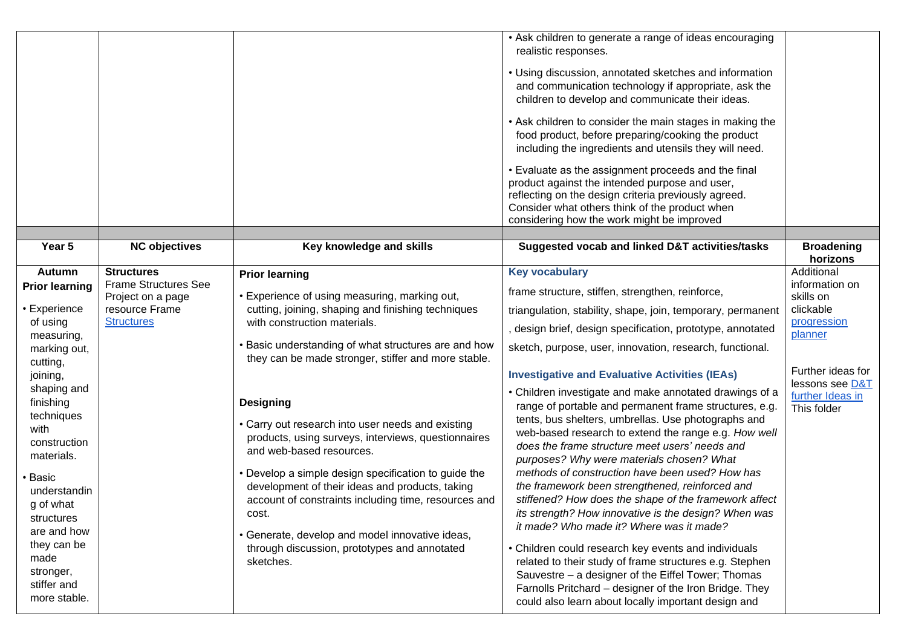| | | | • Ask children to generate a range of ideas encouraging realistic responses.<br><br>• Using discussion, annotated sketches and information and communication technology if appropriate, ask the children to develop and communicate their ideas.<br><br>• Ask children to consider the main stages in making the food product, before preparing/cooking the product including the ingredients and utensils they will need.<br><br>• Evaluate as the assignment proceeds and the final product against the intended purpose and user, reflecting on the design criteria previously agreed. Consider what others think of the product when considering how the work might be improved | |
|---|---|---|---|---|
| | | | | |
| **Year 5** | **NC objectives** | **Key knowledge and skills** | **Suggested vocab and linked D&T activities/tasks** | **Broadening horizons** |
| **Autumn**<br>**Prior learning**<br><br>• Experience of using measuring, marking out, cutting, joining, shaping and finishing techniques with construction materials.<br><br>• Basic understanding of what structures are and how they can be made stronger, stiffer and more stable. | **Structures**<br>Frame Structures See Project on a page resource Frame Structures | **Prior learning**<br><br>• Experience of using measuring, marking out, cutting, joining, shaping and finishing techniques with construction materials.<br><br>• Basic understanding of what structures are and how they can be made stronger, stiffer and more stable.<br><br>**Designing**<br><br>• Carry out research into user needs and existing products, using surveys, interviews, questionnaires and web-based resources.<br><br>• Develop a simple design specification to guide the development of their ideas and products, taking account of constraints including time, resources and cost.<br><br>• Generate, develop and model innovative ideas, through discussion, prototypes and annotated sketches. | **Key vocabulary**<br><br>frame structure, stiffen, strengthen, reinforce, triangulation, stability, shape, join, temporary, permanent , design brief, design specification, prototype, annotated sketch, purpose, user, innovation, research, functional.<br><br>**Investigative and Evaluative Activities (IEAs)**<br><br>• Children investigate and make annotated drawings of a range of portable and permanent frame structures, e.g. tents, bus shelters, umbrellas. Use photographs and web-based research to extend the range e.g. *How well does the frame structure meet users' needs and purposes? Why were materials chosen? What methods of construction have been used? How has the framework been strengthened, reinforced and stiffened? How does the shape of the framework affect its strength? How innovative is the design? When was it made? Who made it? Where was it made?*<br><br>• Children could research key events and individuals related to their study of frame structures e.g. Stephen Sauvestre – a designer of the Eiffel Tower; Thomas Farnolls Pritchard – designer of the Iron Bridge. They could also learn about locally important design and | Additional information on skills on clickable progression planner<br><br>Further ideas for lessons see D&T further Ideas in This folder |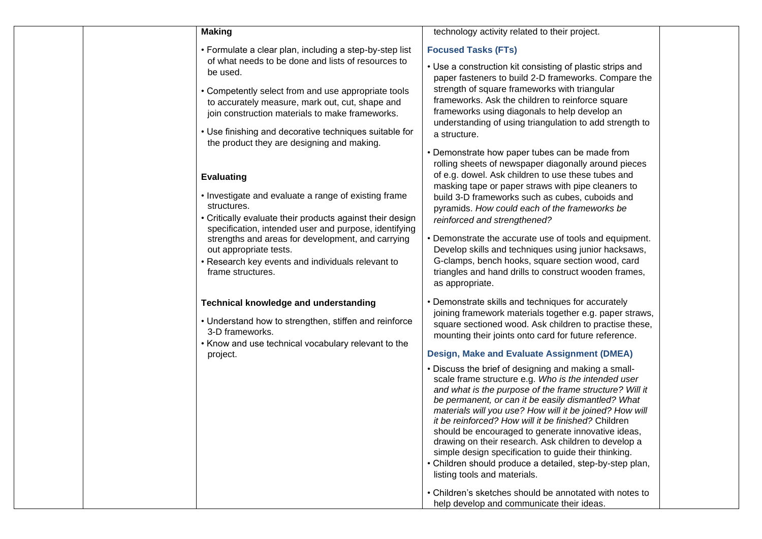| | | | | |
|---|---|---|---|---|
| | | **Making**<br>• Formulate a clear plan, including a step-by-step list of what needs to be done and lists of resources to be used.<br>• Competently select from and use appropriate tools to accurately measure, mark out, cut, shape and join construction materials to make frameworks.<br>• Use finishing and decorative techniques suitable for the product they are designing and making.<br><br>**Evaluating**<br>• Investigate and evaluate a range of existing frame structures.<br>• Critically evaluate their products against their design specification, intended user and purpose, identifying strengths and areas for development, and carrying out appropriate tests.<br>• Research key events and individuals relevant to frame structures.<br><br>**Technical knowledge and understanding**<br>• Understand how to strengthen, stiffen and reinforce 3-D frameworks.<br>• Know and use technical vocabulary relevant to the project. | technology activity related to their project.<br><br>**Focused Tasks (FTs)**<br>• Use a construction kit consisting of plastic strips and paper fasteners to build 2-D frameworks. Compare the strength of square frameworks with triangular frameworks. Ask the children to reinforce square frameworks using diagonals to help develop an understanding of using triangulation to add strength to a structure.<br>• Demonstrate how paper tubes can be made from rolling sheets of newspaper diagonally around pieces of e.g. dowel. Ask children to use these tubes and masking tape or paper straws with pipe cleaners to build 3-D frameworks such as cubes, cuboids and pyramids. *How could each of the frameworks be reinforced and strengthened?*<br>• Demonstrate the accurate use of tools and equipment. Develop skills and techniques using junior hacksaws, G-clamps, bench hooks, square section wood, card triangles and hand drills to construct wooden frames, as appropriate.<br>• Demonstrate skills and techniques for accurately joining framework materials together e.g. paper straws, square sectioned wood. Ask children to practise these, mounting their joints onto card for future reference.<br><br>**Design, Make and Evaluate Assignment (DMEA)**<br>• Discuss the brief of designing and making a small-scale frame structure e.g. *Who is the intended user and what is the purpose of the frame structure? Will it be permanent, or can it be easily dismantled? What materials will you use? How will it be joined? How will it be reinforced? How will it be finished?* Children should be encouraged to generate innovative ideas, drawing on their research. Ask children to develop a simple design specification to guide their thinking.<br>• Children should produce a detailed, step-by-step plan, listing tools and materials.<br>• Children's sketches should be annotated with notes to help develop and communicate their ideas. | |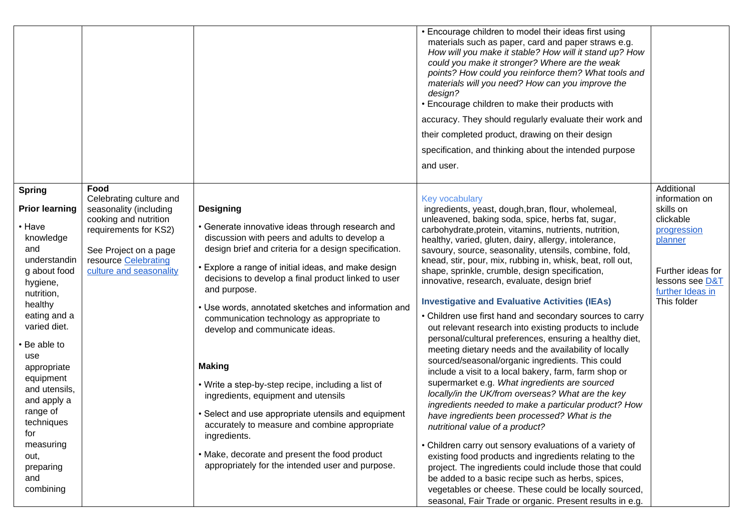| | | | | |
|---|---|---|---|---|
| | | | • Encourage children to model their ideas first using materials such as paper, card and paper straws e.g. *How will you make it stable? How will it stand up? How could you make it stronger? Where are the weak points? How could you reinforce them? What tools and materials will you need? How can you improve the design?*<br>• Encourage children to make their products with accuracy. They should regularly evaluate their work and their completed product, drawing on their design specification, and thinking about the intended purpose and user. | |
| **Spring**<br><br>**Prior learning**<br><br>• Have knowledge and understanding about food hygiene, nutrition, healthy eating and a varied diet.<br><br>• Be able to use appropriate equipment and utensils, and apply a range of techniques for measuring out, preparing and combining | **Food**<br>Celebrating culture and seasonality (including cooking and nutrition requirements for KS2)<br><br>See Project on a page resource [Celebrating culture and seasonality]() | **Designing**<br><br>• Generate innovative ideas through research and discussion with peers and adults to develop a design brief and criteria for a design specification.<br><br>• Explore a range of initial ideas, and make design decisions to develop a final product linked to user and purpose.<br><br>• Use words, annotated sketches and information and communication technology as appropriate to develop and communicate ideas.<br><br>**Making**<br><br>• Write a step-by-step recipe, including a list of ingredients, equipment and utensils<br><br>• Select and use appropriate utensils and equipment accurately to measure and combine appropriate ingredients.<br><br>• Make, decorate and present the food product appropriately for the intended user and purpose. | Key vocabulary<br>ingredients, yeast, dough,bran, flour, wholemeal, unleavened, baking soda, spice, herbs fat, sugar, carbohydrate,protein, vitamins, nutrients, nutrition, healthy, varied, gluten, dairy, allergy, intolerance, savoury, source, seasonality, utensils, combine, fold, knead, stir, pour, mix, rubbing in, whisk, beat, roll out, shape, sprinkle, crumble, design specification, innovative, research, evaluate, design brief<br><br>**Investigative and Evaluative Activities (IEAs)**<br><br>• Children use first hand and secondary sources to carry out relevant research into existing products to include personal/cultural preferences, ensuring a healthy diet, meeting dietary needs and the availability of locally sourced/seasonal/organic ingredients. This could include a visit to a local bakery, farm, farm shop or supermarket e.g. *What ingredients are sourced locally/in the UK/from overseas? What are the key ingredients needed to make a particular product? How have ingredients been processed? What is the nutritional value of a product?*<br><br>• Children carry out sensory evaluations of a variety of existing food products and ingredients relating to the project. The ingredients could include those that could be added to a basic recipe such as herbs, spices, vegetables or cheese. These could be locally sourced, seasonal, Fair Trade or organic. Present results in e.g. | Additional information on skills on clickable [progression planner]()<br><br>Further ideas for lessons see [D&T further Ideas in]() This folder |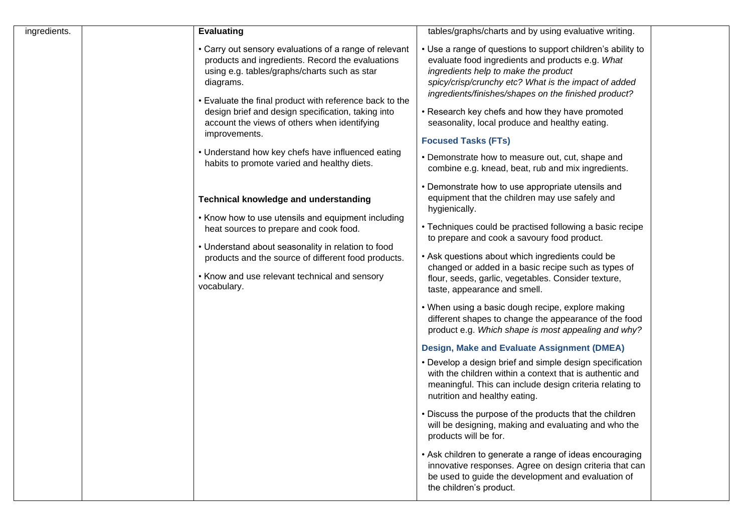| | | | | |
|---|---|---|---|---|
| ingredients. | | **Evaluating**<br><br>• Carry out sensory evaluations of a range of relevant products and ingredients. Record the evaluations using e.g. tables/graphs/charts such as star diagrams.<br><br>• Evaluate the final product with reference back to the design brief and design specification, taking into account the views of others when identifying improvements.<br><br>• Understand how key chefs have influenced eating habits to promote varied and healthy diets.<br><br>**Technical knowledge and understanding**<br><br>• Know how to use utensils and equipment including heat sources to prepare and cook food.<br><br>• Understand about seasonality in relation to food products and the source of different food products.<br><br>• Know and use relevant technical and sensory vocabulary. | tables/graphs/charts and by using evaluative writing.<br><br>• Use a range of questions to support children's ability to evaluate food ingredients and products e.g. *What ingredients help to make the product spicy/crisp/crunchy etc? What is the impact of added ingredients/finishes/shapes on the finished product?*<br><br>• Research key chefs and how they have promoted seasonality, local produce and healthy eating.<br><br>**Focused Tasks (FTs)**<br><br>• Demonstrate how to measure out, cut, shape and combine e.g. knead, beat, rub and mix ingredients.<br><br>• Demonstrate how to use appropriate utensils and equipment that the children may use safely and hygienically.<br><br>• Techniques could be practised following a basic recipe to prepare and cook a savoury food product.<br><br>• Ask questions about which ingredients could be changed or added in a basic recipe such as types of flour, seeds, garlic, vegetables. Consider texture, taste, appearance and smell.<br><br>• When using a basic dough recipe, explore making different shapes to change the appearance of the food product e.g. *Which shape is most appealing and why?*<br><br>**Design, Make and Evaluate Assignment (DMEA)**<br><br>• Develop a design brief and simple design specification with the children within a context that is authentic and meaningful. This can include design criteria relating to nutrition and healthy eating.<br><br>• Discuss the purpose of the products that the children will be designing, making and evaluating and who the products will be for.<br><br>• Ask children to generate a range of ideas encouraging innovative responses. Agree on design criteria that can be used to guide the development and evaluation of the children's product. | |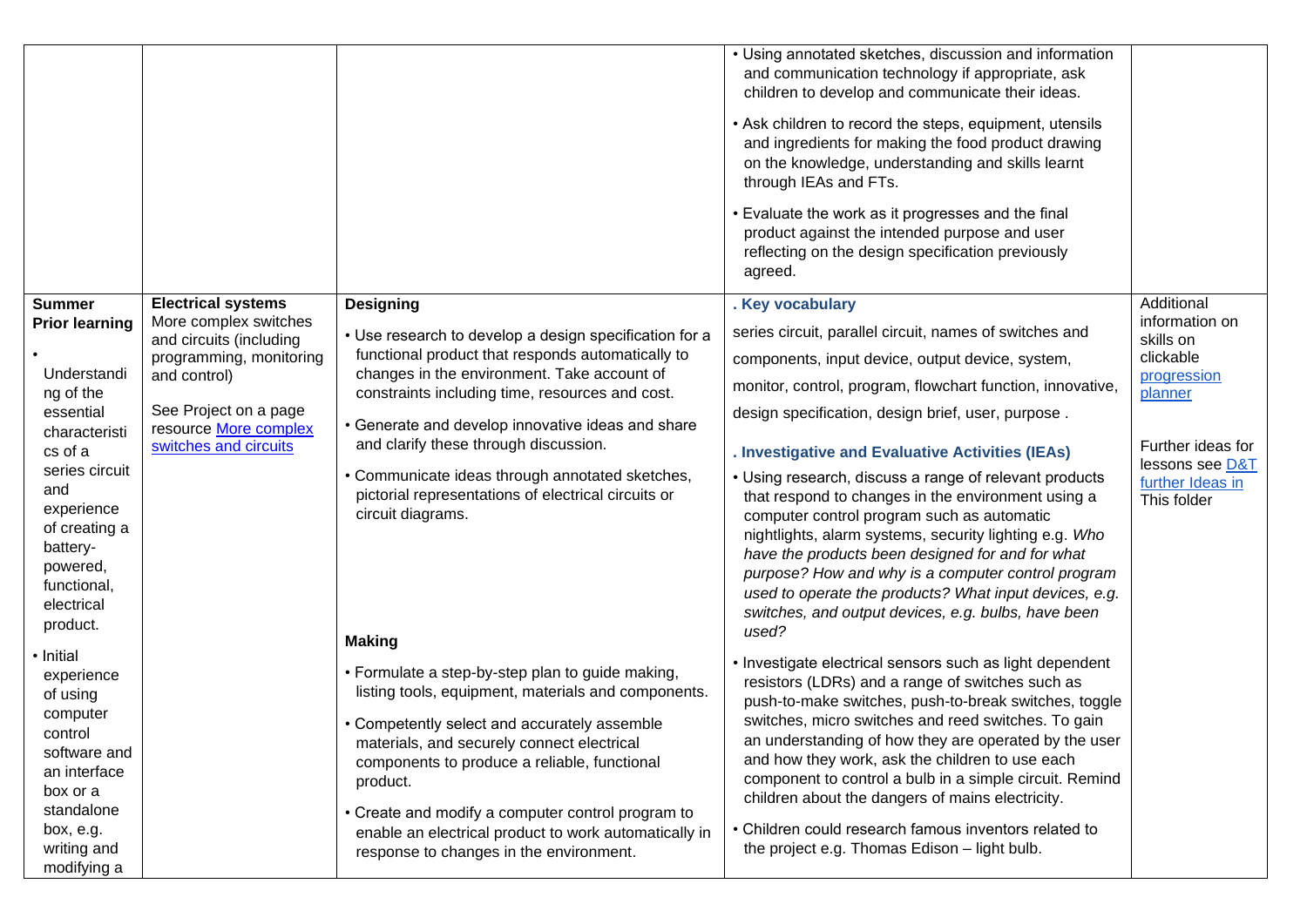| | | | | |
|---|---|---|---|---|
| | | | • Using annotated sketches, discussion and information and communication technology if appropriate, ask children to develop and communicate their ideas.<br><br>• Ask children to record the steps, equipment, utensils and ingredients for making the food product drawing on the knowledge, understanding and skills learnt through IEAs and FTs.<br><br>• Evaluate the work as it progresses and the final product against the intended purpose and user reflecting on the design specification previously agreed. | |
| **Summer**<br>**Prior learning**<br><br>• Understanding of the essential characteristics of a series circuit and experience of creating a battery-powered, functional, electrical product.<br><br>• Initial experience of using computer control software and an interface box or a standalone box, e.g. writing and modifying a | **Electrical systems**<br>More complex switches and circuits (including programming, monitoring and control)<br><br>See Project on a page resource [More complex switches and circuits]() | **Designing**<br><br>• Use research to develop a design specification for a functional product that responds automatically to changes in the environment. Take account of constraints including time, resources and cost.<br><br>• Generate and develop innovative ideas and share and clarify these through discussion.<br><br>• Communicate ideas through annotated sketches, pictorial representations of electrical circuits or circuit diagrams.<br><br>**Making**<br><br>• Formulate a step-by-step plan to guide making, listing tools, equipment, materials and components.<br><br>• Competently select and accurately assemble materials, and securely connect electrical components to produce a reliable, functional product.<br><br>• Create and modify a computer control program to enable an electrical product to work automatically in response to changes in the environment. | **. Key vocabulary**<br><br>series circuit, parallel circuit, names of switches and components, input device, output device, system, monitor, control, program, flowchart function, innovative, design specification, design brief, user, purpose .<br><br>**. Investigative and Evaluative Activities (IEAs)**<br><br>• Using research, discuss a range of relevant products that respond to changes in the environment using a computer control program such as automatic nightlights, alarm systems, security lighting e.g. *Who have the products been designed for and for what purpose? How and why is a computer control program used to operate the products? What input devices, e.g. switches, and output devices, e.g. bulbs, have been used?*<br><br>• Investigate electrical sensors such as light dependent resistors (LDRs) and a range of switches such as push-to-make switches, push-to-break switches, toggle switches, micro switches and reed switches. To gain an understanding of how they are operated by the user and how they work, ask the children to use each component to control a bulb in a simple circuit. Remind children about the dangers of mains electricity.<br><br>• Children could research famous inventors related to the project e.g. Thomas Edison – light bulb. | Additional information on skills on clickable [progression planner]()<br><br>Further ideas for lessons see [D&T further Ideas in]() This folder |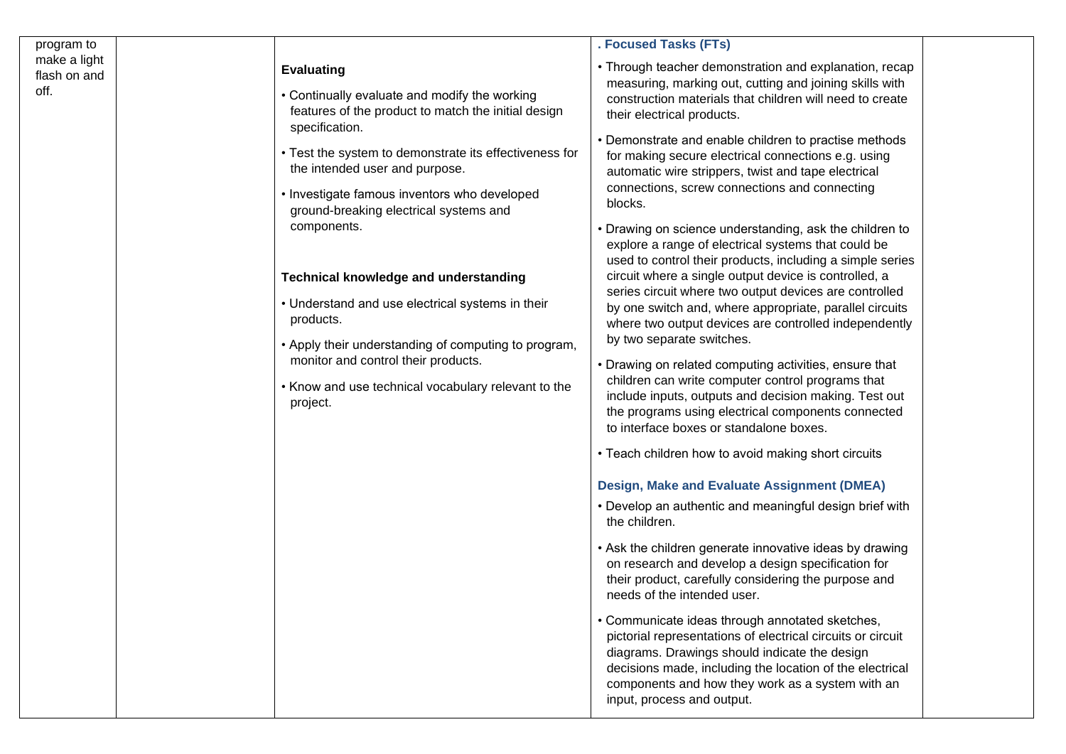| | | | | |
|---|---|---|---|---|
| program to make a light flash on and off. | | **Evaluating**<br><br>• Continually evaluate and modify the working features of the product to match the initial design specification.<br><br>• Test the system to demonstrate its effectiveness for the intended user and purpose.<br><br>• Investigate famous inventors who developed ground-breaking electrical systems and components.<br><br>**Technical knowledge and understanding**<br><br>• Understand and use electrical systems in their products.<br><br>• Apply their understanding of computing to program, monitor and control their products.<br><br>• Know and use technical vocabulary relevant to the project. | **. Focused Tasks (FTs)**<br><br>• Through teacher demonstration and explanation, recap measuring, marking out, cutting and joining skills with construction materials that children will need to create their electrical products.<br><br>• Demonstrate and enable children to practise methods for making secure electrical connections e.g. using automatic wire strippers, twist and tape electrical connections, screw connections and connecting blocks.<br><br>• Drawing on science understanding, ask the children to explore a range of electrical systems that could be used to control their products, including a simple series circuit where a single output device is controlled, a series circuit where two output devices are controlled by one switch and, where appropriate, parallel circuits where two output devices are controlled independently by two separate switches.<br><br>• Drawing on related computing activities, ensure that children can write computer control programs that include inputs, outputs and decision making. Test out the programs using electrical components connected to interface boxes or standalone boxes.<br><br>• Teach children how to avoid making short circuits<br><br>**Design, Make and Evaluate Assignment (DMEA)**<br><br>• Develop an authentic and meaningful design brief with the children.<br><br>• Ask the children generate innovative ideas by drawing on research and develop a design specification for their product, carefully considering the purpose and needs of the intended user.<br><br>• Communicate ideas through annotated sketches, pictorial representations of electrical circuits or circuit diagrams. Drawings should indicate the design decisions made, including the location of the electrical components and how they work as a system with an input, process and output. | |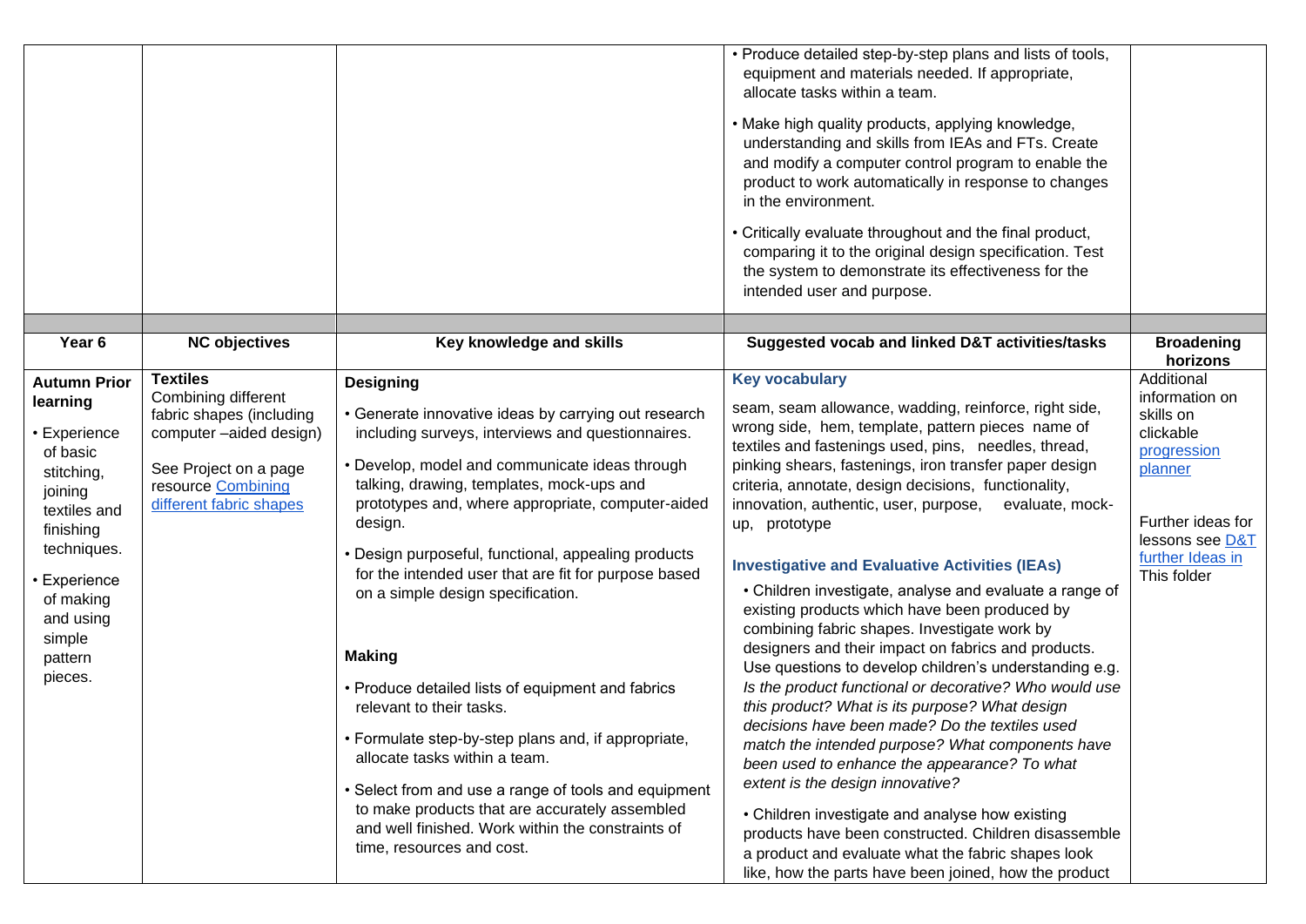| | | | • Produce detailed step-by-step plans and lists of tools, equipment and materials needed. If appropriate, allocate tasks within a team.<br><br>• Make high quality products, applying knowledge, understanding and skills from IEAs and FTs. Create and modify a computer control program to enable the product to work automatically in response to changes in the environment.<br><br>• Critically evaluate throughout and the final product, comparing it to the original design specification. Test the system to demonstrate its effectiveness for the intended user and purpose. | |
|---|---|---|---|---|
| | | | | |
| **Year 6** | **NC objectives** | **Key knowledge and skills** | **Suggested vocab and linked D&T activities/tasks** | **Broadening horizons** |
| **Autumn Prior learning**<br><br>• Experience of basic stitching, joining textiles and finishing techniques.<br><br>• Experience of making and using simple pattern pieces. | **Textiles**<br>Combining different fabric shapes (including computer –aided design)<br><br>See Project on a page resource [Combining different fabric shapes]() | **Designing**<br><br>• Generate innovative ideas by carrying out research including surveys, interviews and questionnaires.<br><br>• Develop, model and communicate ideas through talking, drawing, templates, mock-ups and prototypes and, where appropriate, computer-aided design.<br><br>• Design purposeful, functional, appealing products for the intended user that are fit for purpose based on a simple design specification.<br><br>**Making**<br><br>• Produce detailed lists of equipment and fabrics relevant to their tasks.<br><br>• Formulate step-by-step plans and, if appropriate, allocate tasks within a team.<br><br>• Select from and use a range of tools and equipment to make products that are accurately assembled and well finished. Work within the constraints of time, resources and cost. | **Key vocabulary**<br><br>seam, seam allowance, wadding, reinforce, right side, wrong side, hem, template, pattern pieces name of textiles and fastenings used, pins, needles, thread, pinking shears, fastenings, iron transfer paper design criteria, annotate, design decisions, functionality, innovation, authentic, user, purpose, evaluate, mock-up, prototype<br><br>**Investigative and Evaluative Activities (IEAs)**<br><br>• Children investigate, analyse and evaluate a range of existing products which have been produced by combining fabric shapes. Investigate work by designers and their impact on fabrics and products. Use questions to develop children's understanding e.g. *Is the product functional or decorative? Who would use this product? What is its purpose? What design decisions have been made? Do the textiles used match the intended purpose? What components have been used to enhance the appearance? To what extent is the design innovative?*<br><br>• Children investigate and analyse how existing products have been constructed. Children disassemble a product and evaluate what the fabric shapes look like, how the parts have been joined, how the product | Additional information on skills on clickable [progression planner]()<br><br>Further ideas for lessons see [D&T further Ideas in]() This folder |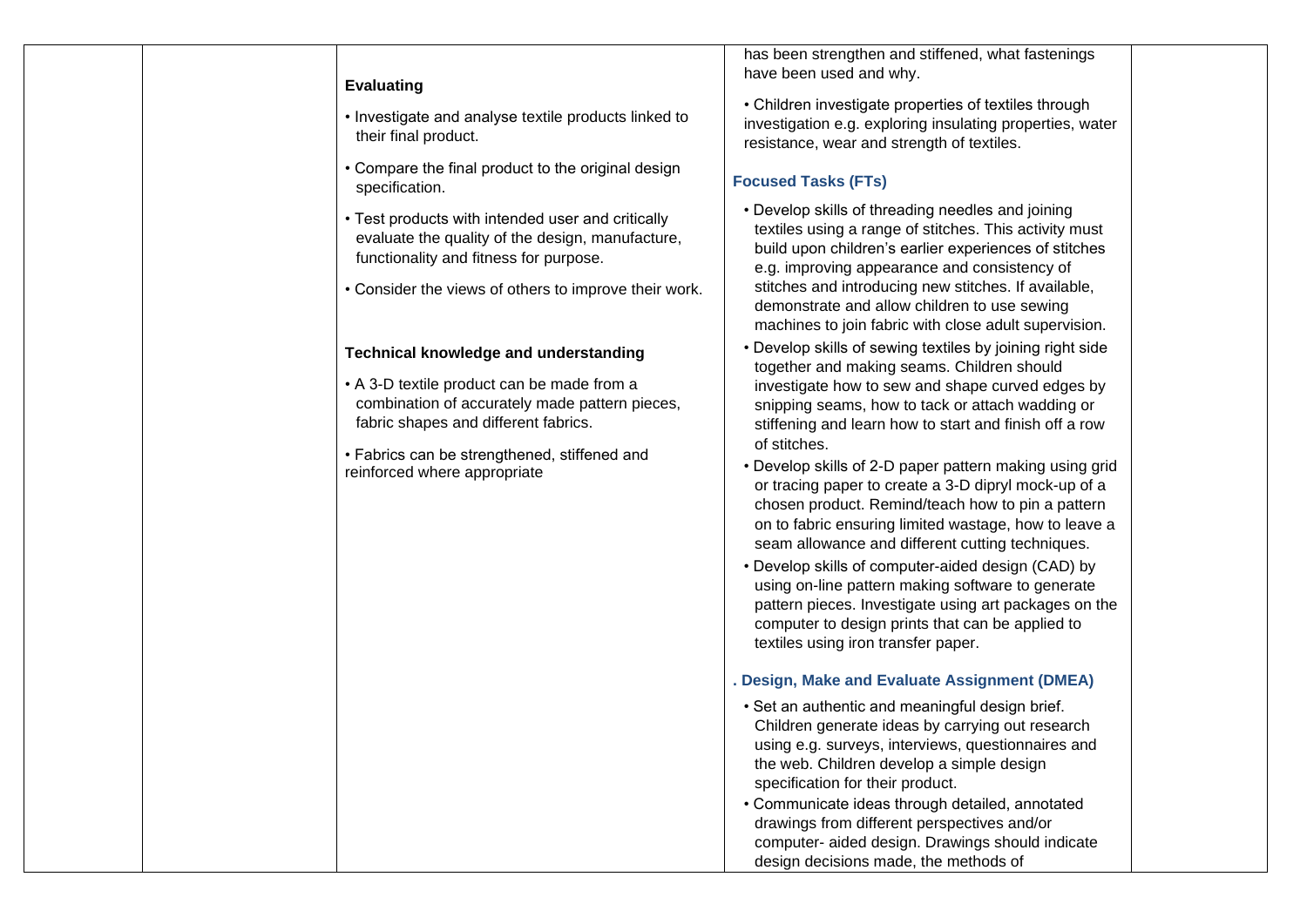| | | | | |
|---|---|---|---|---|
| | | **Evaluating**<br><br>• Investigate and analyse textile products linked to their final product.<br><br>• Compare the final product to the original design specification.<br><br>• Test products with intended user and critically evaluate the quality of the design, manufacture, functionality and fitness for purpose.<br><br>• Consider the views of others to improve their work.<br><br>**Technical knowledge and understanding**<br><br>• A 3-D textile product can be made from a combination of accurately made pattern pieces, fabric shapes and different fabrics.<br><br>• Fabrics can be strengthened, stiffened and reinforced where appropriate | has been strengthen and stiffened, what fastenings have been used and why.<br><br>• Children investigate properties of textiles through investigation e.g. exploring insulating properties, water resistance, wear and strength of textiles.<br><br>**Focused Tasks (FTs)**<br><br>• Develop skills of threading needles and joining textiles using a range of stitches. This activity must build upon children's earlier experiences of stitches e.g. improving appearance and consistency of stitches and introducing new stitches. If available, demonstrate and allow children to use sewing machines to join fabric with close adult supervision.<br>• Develop skills of sewing textiles by joining right side together and making seams. Children should investigate how to sew and shape curved edges by snipping seams, how to tack or attach wadding or stiffening and learn how to start and finish off a row of stitches.<br>• Develop skills of 2-D paper pattern making using grid or tracing paper to create a 3-D dipryl mock-up of a chosen product. Remind/teach how to pin a pattern on to fabric ensuring limited wastage, how to leave a seam allowance and different cutting techniques.<br>• Develop skills of computer-aided design (CAD) by using on-line pattern making software to generate pattern pieces. Investigate using art packages on the computer to design prints that can be applied to textiles using iron transfer paper.<br><br>**. Design, Make and Evaluate Assignment (DMEA)**<br><br>• Set an authentic and meaningful design brief. Children generate ideas by carrying out research using e.g. surveys, interviews, questionnaires and the web. Children develop a simple design specification for their product.<br>• Communicate ideas through detailed, annotated drawings from different perspectives and/or computer- aided design. Drawings should indicate design decisions made, the methods of | |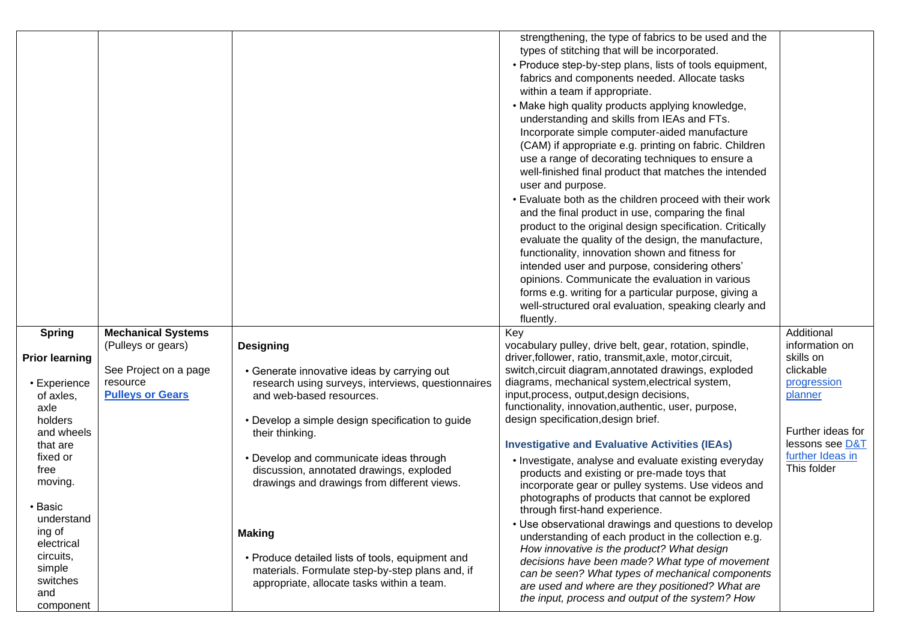| | | | | |
|---|---|---|---|---|
| | | | strengthening, the type of fabrics to be used and the types of stitching that will be incorporated.<br>• Produce step-by-step plans, lists of tools equipment, fabrics and components needed. Allocate tasks within a team if appropriate.<br>• Make high quality products applying knowledge, understanding and skills from IEAs and FTs. Incorporate simple computer-aided manufacture (CAM) if appropriate e.g. printing on fabric. Children use a range of decorating techniques to ensure a well-finished final product that matches the intended user and purpose.<br>• Evaluate both as the children proceed with their work and the final product in use, comparing the final product to the original design specification. Critically evaluate the quality of the design, the manufacture, functionality, innovation shown and fitness for intended user and purpose, considering others' opinions. Communicate the evaluation in various forms e.g. writing for a particular purpose, giving a well-structured oral evaluation, speaking clearly and fluently. | |
| **Spring**<br><br>**Prior learning**<br><br>• Experience of axles, axle holders and wheels that are fixed or free moving.<br><br>• Basic understanding of electrical circuits, simple switches and component | **Mechanical Systems** (Pulleys or gears)<br><br>See Project on a page resource<br>**Pulleys or Gears** | **Designing**<br><br>• Generate innovative ideas by carrying out research using surveys, interviews, questionnaires and web-based resources.<br><br>• Develop a simple design specification to guide their thinking.<br><br>• Develop and communicate ideas through discussion, annotated drawings, exploded drawings and drawings from different views.<br><br>**Making**<br><br>• Produce detailed lists of tools, equipment and materials. Formulate step-by-step plans and, if appropriate, allocate tasks within a team. | Key vocabulary pulley, drive belt, gear, rotation, spindle, driver,follower, ratio, transmit,axle, motor,circuit, switch,circuit diagram,annotated drawings, exploded diagrams, mechanical system,electrical system, input,process, output,design decisions, functionality, innovation,authentic, user, purpose, design specification,design brief.<br><br>**Investigative and Evaluative Activities (IEAs)**<br><br>• Investigate, analyse and evaluate existing everyday products and existing or pre-made toys that incorporate gear or pulley systems. Use videos and photographs of products that cannot be explored through first-hand experience.<br>• Use observational drawings and questions to develop understanding of each product in the collection e.g. *How innovative is the product? What design decisions have been made? What type of movement can be seen? What types of mechanical components are used and where are they positioned? What are the input, process and output of the system? How* | Additional information on skills on clickable progression planner<br><br>Further ideas for lessons see D&T further Ideas in This folder |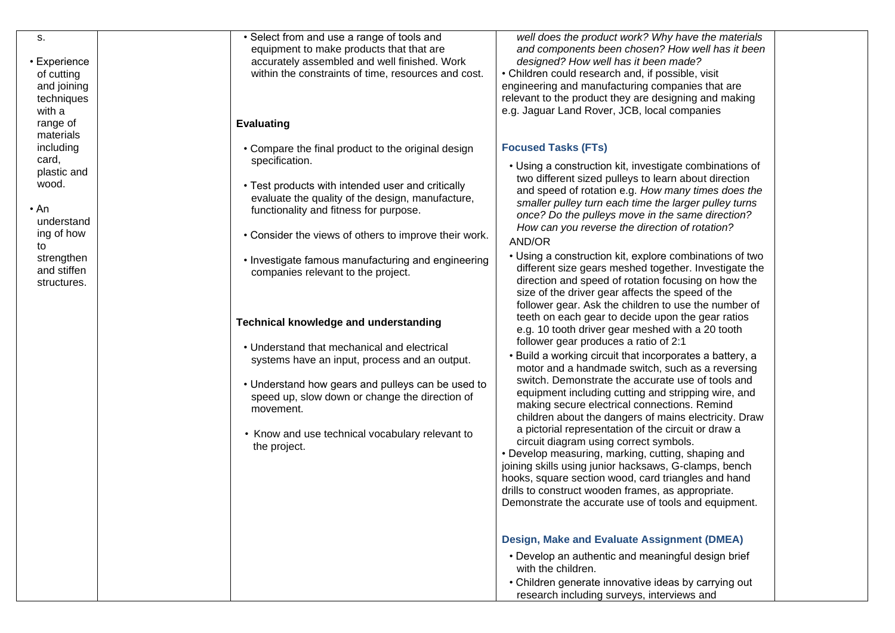| | | | | |
|---|---|---|---|---|
| s.<br><br>• Experience of cutting and joining techniques with a range of materials including card, plastic and wood.<br><br>• An understanding of how to strengthen and stiffen structures. | | • Select from and use a range of tools and equipment to make products that that are accurately assembled and well finished. Work within the constraints of time, resources and cost.<br><br>**Evaluating**<br><br>• Compare the final product to the original design specification.<br><br>• Test products with intended user and critically evaluate the quality of the design, manufacture, functionality and fitness for purpose.<br><br>• Consider the views of others to improve their work.<br><br>• Investigate famous manufacturing and engineering companies relevant to the project.<br><br>**Technical knowledge and understanding**<br><br>• Understand that mechanical and electrical systems have an input, process and an output.<br><br>• Understand how gears and pulleys can be used to speed up, slow down or change the direction of movement.<br><br>• Know and use technical vocabulary relevant to the project. | *well does the product work? Why have the materials and components been chosen? How well has it been designed? How well has it been made?*<br>• Children could research and, if possible, visit engineering and manufacturing companies that are relevant to the product they are designing and making e.g. Jaguar Land Rover, JCB, local companies<br><br>**Focused Tasks (FTs)**<br><br>• Using a construction kit, investigate combinations of two different sized pulleys to learn about direction and speed of rotation e.g. *How many times does the smaller pulley turn each time the larger pulley turns once? Do the pulleys move in the same direction? How can you reverse the direction of rotation?*<br>AND/OR<br>• Using a construction kit, explore combinations of two different size gears meshed together. Investigate the direction and speed of rotation focusing on how the size of the driver gear affects the speed of the follower gear. Ask the children to use the number of teeth on each gear to decide upon the gear ratios e.g. 10 tooth driver gear meshed with a 20 tooth follower gear produces a ratio of 2:1<br>• Build a working circuit that incorporates a battery, a motor and a handmade switch, such as a reversing switch. Demonstrate the accurate use of tools and equipment including cutting and stripping wire, and making secure electrical connections. Remind children about the dangers of mains electricity. Draw a pictorial representation of the circuit or draw a circuit diagram using correct symbols.<br>• Develop measuring, marking, cutting, shaping and joining skills using junior hacksaws, G-clamps, bench hooks, square section wood, card triangles and hand drills to construct wooden frames, as appropriate. Demonstrate the accurate use of tools and equipment.<br><br>**Design, Make and Evaluate Assignment (DMEA)**<br><br>• Develop an authentic and meaningful design brief with the children.<br>• Children generate innovative ideas by carrying out research including surveys, interviews and | |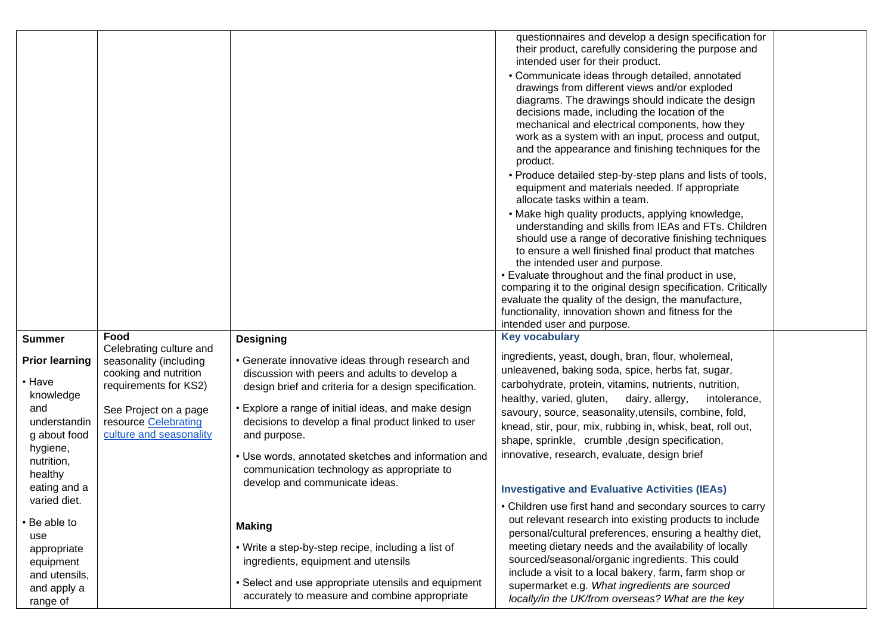| | | | | |
|---|---|---|---|---|
| | | | questionnaires and develop a design specification for their product, carefully considering the purpose and intended user for their product.<br>• Communicate ideas through detailed, annotated drawings from different views and/or exploded diagrams. The drawings should indicate the design decisions made, including the location of the mechanical and electrical components, how they work as a system with an input, process and output, and the appearance and finishing techniques for the product.<br>• Produce detailed step-by-step plans and lists of tools, equipment and materials needed. If appropriate allocate tasks within a team.<br>• Make high quality products, applying knowledge, understanding and skills from IEAs and FTs. Children should use a range of decorative finishing techniques to ensure a well finished final product that matches the intended user and purpose.<br>• Evaluate throughout and the final product in use, comparing it to the original design specification. Critically evaluate the quality of the design, the manufacture, functionality, innovation shown and fitness for the intended user and purpose. | |
| **Summer**<br><br>**Prior learning**<br>• Have knowledge and understanding about food hygiene, nutrition, healthy eating and a varied diet.<br>• Be able to use appropriate equipment and utensils, and apply a range of | **Food**<br>Celebrating culture and seasonality (including cooking and nutrition requirements for KS2)<br><br>See Project on a page resource [Celebrating culture and seasonality]() | **Designing**<br>• Generate innovative ideas through research and discussion with peers and adults to develop a design brief and criteria for a design specification.<br>• Explore a range of initial ideas, and make design decisions to develop a final product linked to user and purpose.<br>• Use words, annotated sketches and information and communication technology as appropriate to develop and communicate ideas.<br><br>**Making**<br>• Write a step-by-step recipe, including a list of ingredients, equipment and utensils<br>• Select and use appropriate utensils and equipment accurately to measure and combine appropriate | **Key vocabulary**<br>ingredients, yeast, dough, bran, flour, wholemeal, unleavened, baking soda, spice, herbs fat, sugar, carbohydrate, protein, vitamins, nutrients, nutrition, healthy, varied, gluten, dairy, allergy, intolerance, savoury, source, seasonality,utensils, combine, fold, knead, stir, pour, mix, rubbing in, whisk, beat, roll out, shape, sprinkle, crumble ,design specification, innovative, research, evaluate, design brief<br><br>**Investigative and Evaluative Activities (IEAs)**<br>• Children use first hand and secondary sources to carry out relevant research into existing products to include personal/cultural preferences, ensuring a healthy diet, meeting dietary needs and the availability of locally sourced/seasonal/organic ingredients. This could include a visit to a local bakery, farm, farm shop or supermarket e.g. *What ingredients are sourced locally/in the UK/from overseas? What are the key* | |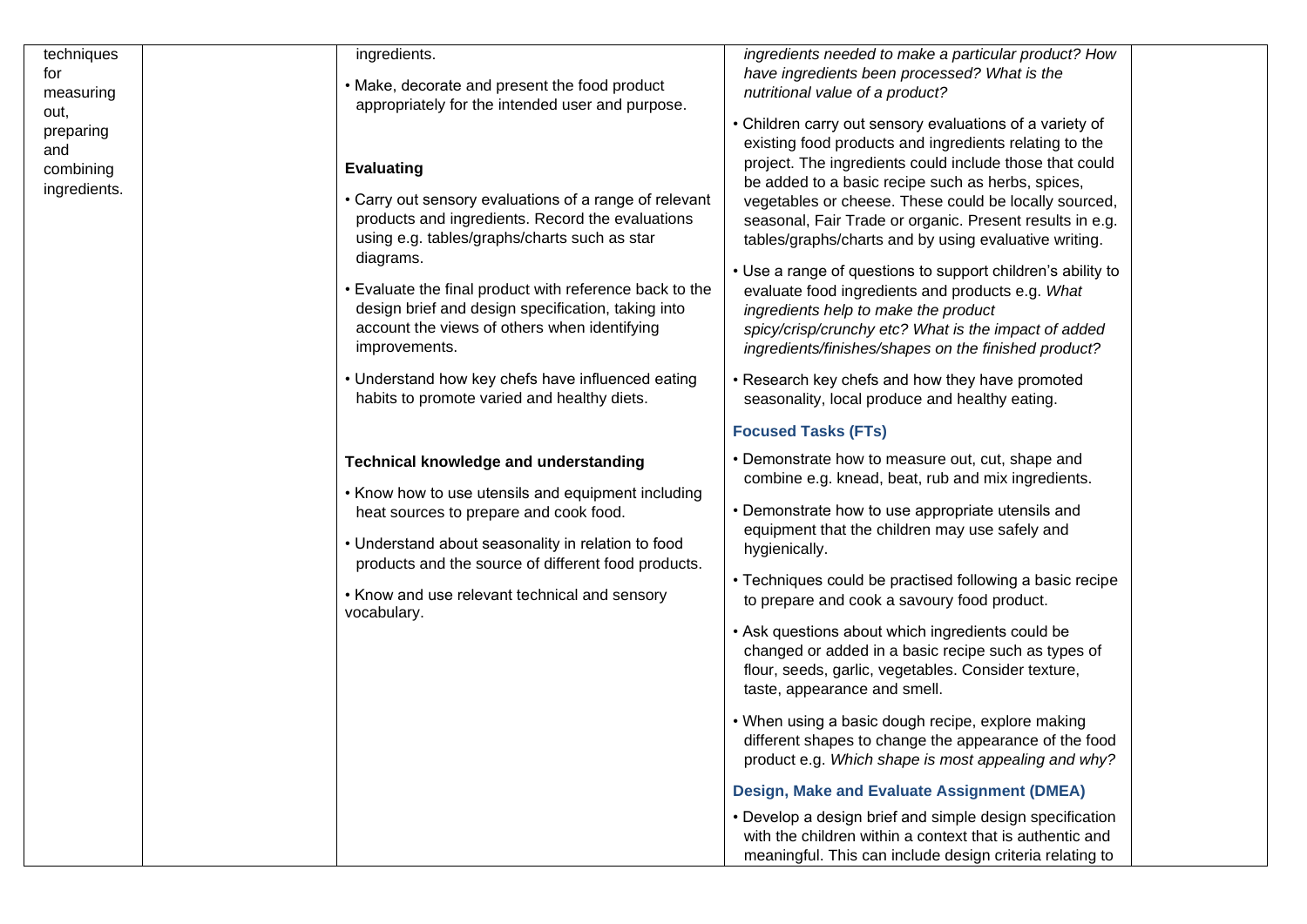| | | | | |
|---|---|---|---|---|
| techniques for measuring out, preparing and combining ingredients. | | ingredients.<br><br>• Make, decorate and present the food product appropriately for the intended user and purpose.<br><br>**Evaluating**<br><br>• Carry out sensory evaluations of a range of relevant products and ingredients. Record the evaluations using e.g. tables/graphs/charts such as star diagrams.<br><br>• Evaluate the final product with reference back to the design brief and design specification, taking into account the views of others when identifying improvements.<br><br>• Understand how key chefs have influenced eating habits to promote varied and healthy diets.<br><br>**Technical knowledge and understanding**<br><br>• Know how to use utensils and equipment including heat sources to prepare and cook food.<br><br>• Understand about seasonality in relation to food products and the source of different food products.<br><br>• Know and use relevant technical and sensory vocabulary. | *ingredients needed to make a particular product? How have ingredients been processed? What is the nutritional value of a product?*<br><br>• Children carry out sensory evaluations of a variety of existing food products and ingredients relating to the project. The ingredients could include those that could be added to a basic recipe such as herbs, spices, vegetables or cheese. These could be locally sourced, seasonal, Fair Trade or organic. Present results in e.g. tables/graphs/charts and by using evaluative writing.<br><br>• Use a range of questions to support children's ability to evaluate food ingredients and products e.g. *What ingredients help to make the product spicy/crisp/crunchy etc? What is the impact of added ingredients/finishes/shapes on the finished product?*<br><br>• Research key chefs and how they have promoted seasonality, local produce and healthy eating.<br><br>**Focused Tasks (FTs)**<br><br>• Demonstrate how to measure out, cut, shape and combine e.g. knead, beat, rub and mix ingredients.<br><br>• Demonstrate how to use appropriate utensils and equipment that the children may use safely and hygienically.<br><br>• Techniques could be practised following a basic recipe to prepare and cook a savoury food product.<br><br>• Ask questions about which ingredients could be changed or added in a basic recipe such as types of flour, seeds, garlic, vegetables. Consider texture, taste, appearance and smell.<br><br>• When using a basic dough recipe, explore making different shapes to change the appearance of the food product e.g. *Which shape is most appealing and why?*<br><br>**Design, Make and Evaluate Assignment (DMEA)**<br><br>• Develop a design brief and simple design specification with the children within a context that is authentic and meaningful. This can include design criteria relating to | |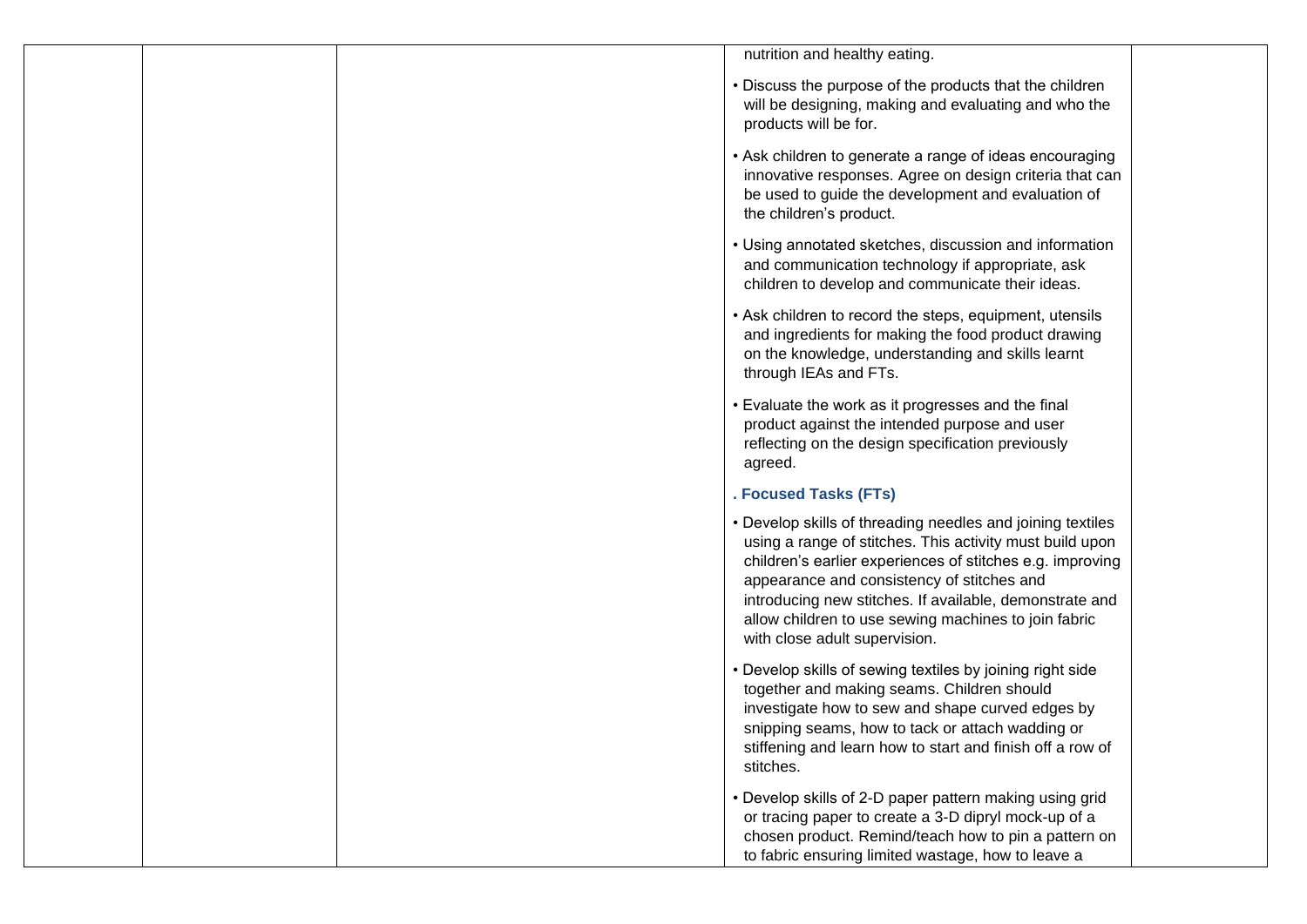| | | | | |
|---|---|---|---|---|
| | | | nutrition and healthy eating.<br><br>• Discuss the purpose of the products that the children will be designing, making and evaluating and who the products will be for.<br><br>• Ask children to generate a range of ideas encouraging innovative responses. Agree on design criteria that can be used to guide the development and evaluation of the children's product.<br><br>• Using annotated sketches, discussion and information and communication technology if appropriate, ask children to develop and communicate their ideas.<br><br>• Ask children to record the steps, equipment, utensils and ingredients for making the food product drawing on the knowledge, understanding and skills learnt through IEAs and FTs.<br><br>• Evaluate the work as it progresses and the final product against the intended purpose and user reflecting on the design specification previously agreed.<br><br>**. Focused Tasks (FTs)**<br><br>• Develop skills of threading needles and joining textiles using a range of stitches. This activity must build upon children's earlier experiences of stitches e.g. improving appearance and consistency of stitches and introducing new stitches. If available, demonstrate and allow children to use sewing machines to join fabric with close adult supervision.<br><br>• Develop skills of sewing textiles by joining right side together and making seams. Children should investigate how to sew and shape curved edges by snipping seams, how to tack or attach wadding or stiffening and learn how to start and finish off a row of stitches.<br><br>• Develop skills of 2-D paper pattern making using grid or tracing paper to create a 3-D dipryl mock-up of a chosen product. Remind/teach how to pin a pattern on to fabric ensuring limited wastage, how to leave a | |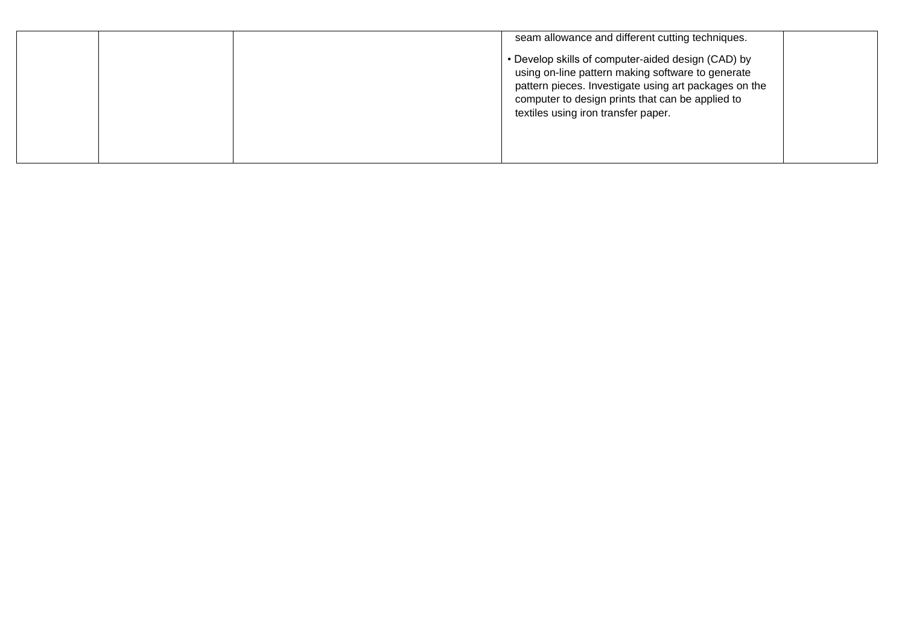| | | | | |
|---|---|---|---|---|
| | | | seam allowance and different cutting techniques.<br><br>• Develop skills of computer-aided design (CAD) by using on-line pattern making software to generate pattern pieces. Investigate using art packages on the computer to design prints that can be applied to textiles using iron transfer paper. | |